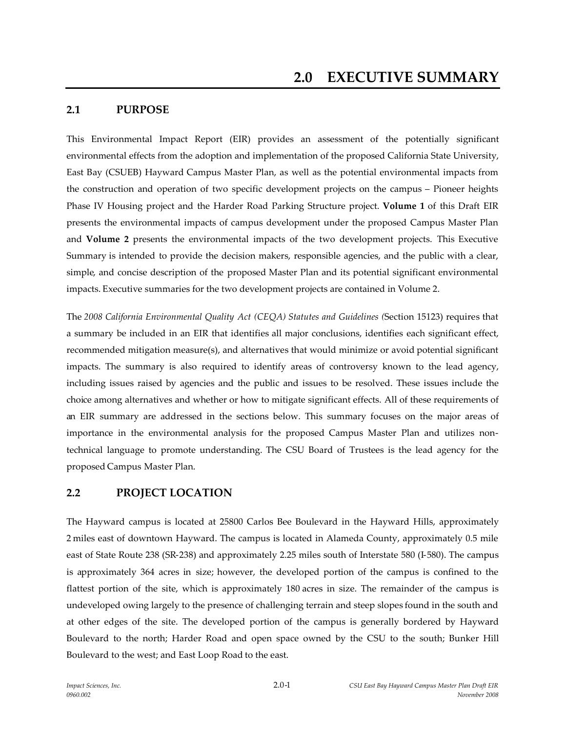# 2.0 EXECUTIVE SUMMARY

## 2.1 PURPOSE

This Environmental Impact Report (EIR) provides an assessment of the potentially significant environmental effects from the adoption and implementation of the proposed California State University, East Bay (CSUEB) Hayward Campus Master Plan, as well as the potential environmental impacts from the construction and operation of two specific development projects on the campus – Pioneer heights Phase IV Housing project and the Harder Road Parking Structure project. **Volume 1** of this Draft EIR presents the environmental impacts of campus development under the proposed Campus Master Plan and **Volume 2** presents the environmental impacts of the two development projects. This Executive Summary is intended to provide the decision makers, responsible agencies, and the public with a clear, simple, and concise description of the proposed Master Plan and its potential significant environmental impacts. Executive summaries for the two development projects are contained in Volume 2.

The *2008 California Environmental Quality Act (CEQA) Statutes and Guidelines (*Section 15123) requires that a summary be included in an EIR that identifies all major conclusions, identifies each significant effect, recommended mitigation measure(s), and alternatives that would minimize or avoid potential significant impacts. The summary is also required to identify areas of controversy known to the lead agency, including issues raised by agencies and the public and issues to be resolved. These issues include the choice among alternatives and whether or how to mitigate significant effects. All of these requirements of an EIR summary are addressed in the sections below. This summary focuses on the major areas of importance in the environmental analysis for the proposed Campus Master Plan and utilizes non-technical language to promote understanding. The CSU Board of Trustees is the lead agency for the proposed Campus Master Plan.

## 2.2 PROJECT LOCATION

The Hayward campus is located at 25800 Carlos Bee Boulevard in the Hayward Hills, approximately 2 miles east of downtown Hayward. The campus is located in Alameda County, approximately 0.5 mile east of State Route 238 (SR-238) and approximately 2.25 miles south of Interstate 580 (I-580). The campus is approximately 364 acres in size; however, the developed portion of the campus is confined to the flattest portion of the site, which is approximately 180 acres in size. The remainder of the campus is undeveloped owing largely to the presence of challenging terrain and steep slopes found in the south and at other edges of the site. The developed portion of the campus is generally bordered by Hayward Boulevard to the north; Harder Road and open space owned by the CSU to the south; Bunker Hill Boulevard to the west; and East Loop Road to the east.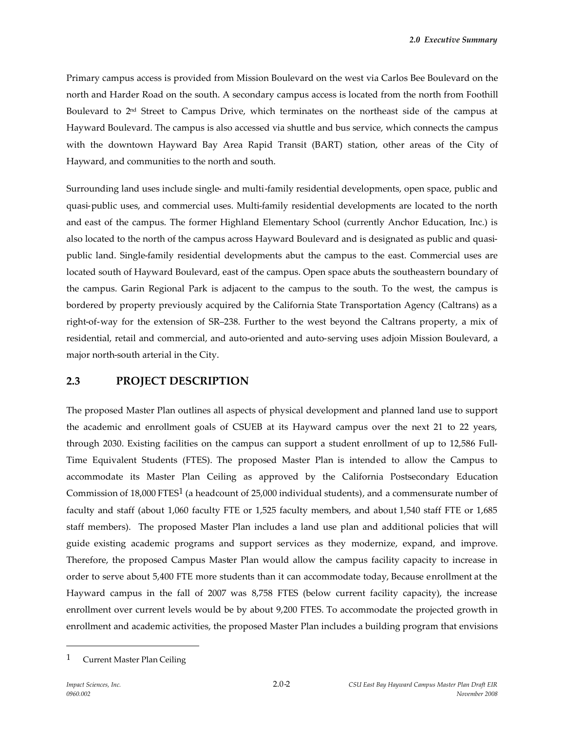Primary campus access is provided from Mission Boulevard on the west via Carlos Bee Boulevard on the north and Harder Road on the south. A secondary campus access is located from the north from Foothill Boulevard to 2nd Street to Campus Drive, which terminates on the northeast side of the campus at Hayward Boulevard. The campus is also accessed via shuttle and bus service, which connects the campus with the downtown Hayward Bay Area Rapid Transit (BART) station, other areas of the City of Hayward, and communities to the north and south.

Surrounding land uses include single- and multi-family residential developments, open space, public and quasi-public uses, and commercial uses. Multi-family residential developments are located to the north and east of the campus. The former Highland Elementary School (currently Anchor Education, Inc.) is also located to the north of the campus across Hayward Boulevard and is designated as public and quasi-public land. Single-family residential developments abut the campus to the east. Commercial uses are located south of Hayward Boulevard, east of the campus. Open space abuts the southeastern boundary of the campus. Garin Regional Park is adjacent to the campus to the south. To the west, the campus is bordered by property previously acquired by the California State Transportation Agency (Caltrans) as a right-of-way for the extension of SR–238. Further to the west beyond the Caltrans property, a mix of residential, retail and commercial, and auto-oriented and auto-serving uses adjoin Mission Boulevard, a major north-south arterial in the City.

## 2.3 PROJECT DESCRIPTION

The proposed Master Plan outlines all aspects of physical development and planned land use to support the academic and enrollment goals of CSUEB at its Hayward campus over the next 21 to 22 years, through 2030. Existing facilities on the campus can support a student enrollment of up to 12,586 Full-Time Equivalent Students (FTES). The proposed Master Plan is intended to allow the Campus to accommodate its Master Plan Ceiling as approved by the California Postsecondary Education Commission of 18,000 FTES[1] (a headcount of 25,000 individual students), and a commensurate number of faculty and staff (about 1,060 faculty FTE or 1,525 faculty members, and about 1,540 staff FTE or 1,685 staff members). The proposed Master Plan includes a land use plan and additional policies that will guide existing academic programs and support services as they modernize, expand, and improve. Therefore, the proposed Campus Master Plan would allow the campus facility capacity to increase in order to serve about 5,400 FTE more students than it can accommodate today, Because enrollment at the Hayward campus in the fall of 2007 was 8,758 FTES (below current facility capacity), the increase enrollment over current levels would be by about 9,200 FTES. To accommodate the projected growth in enrollment and academic activities, the proposed Master Plan includes a building program that envisions

---

[1] Current Master Plan Ceiling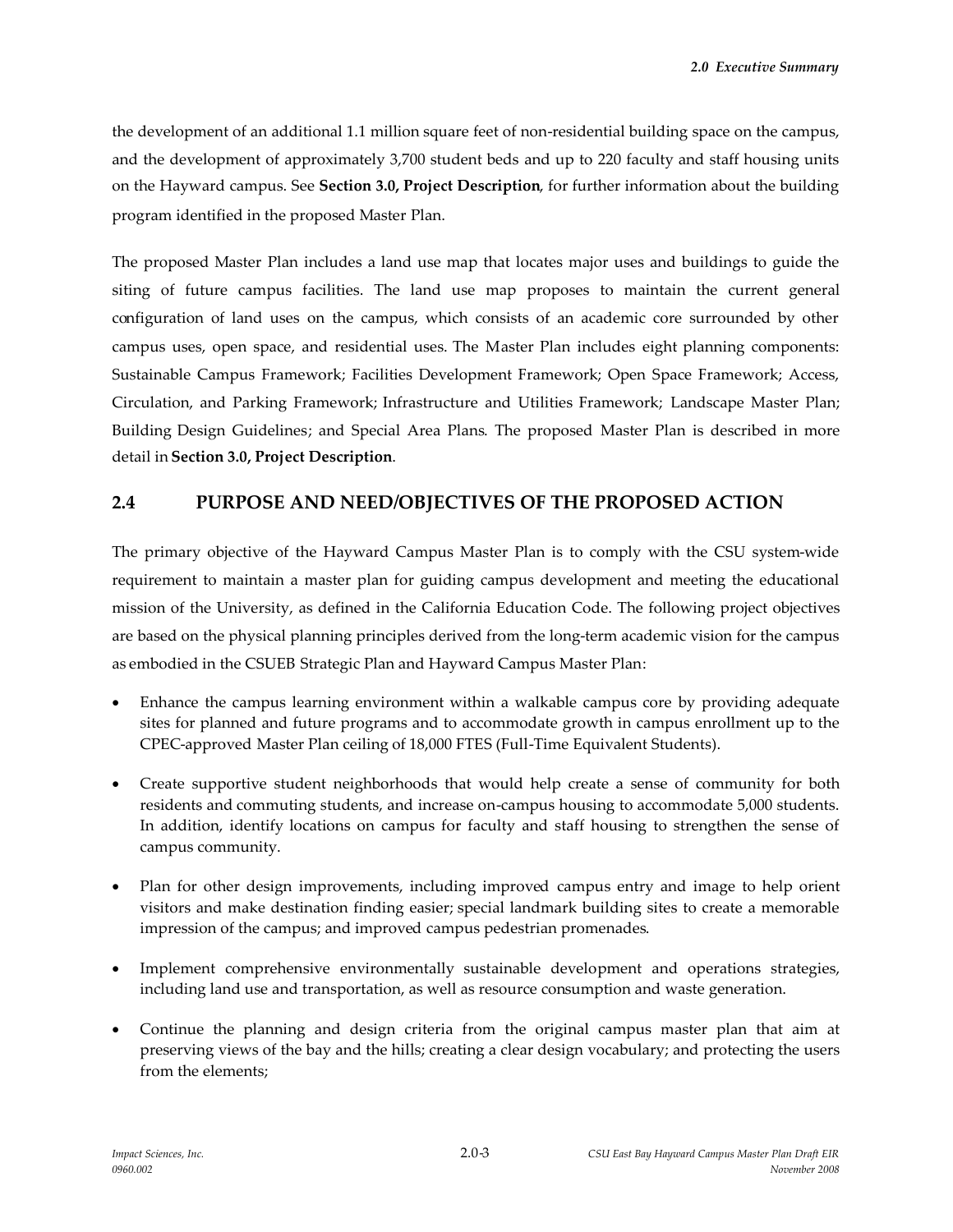the development of an additional 1.1 million square feet of non-residential building space on the campus, and the development of approximately 3,700 student beds and up to 220 faculty and staff housing units on the Hayward campus. See **Section 3.0, Project Description**, for further information about the building program identified in the proposed Master Plan.

The proposed Master Plan includes a land use map that locates major uses and buildings to guide the siting of future campus facilities. The land use map proposes to maintain the current general configuration of land uses on the campus, which consists of an academic core surrounded by other campus uses, open space, and residential uses. The Master Plan includes eight planning components: Sustainable Campus Framework; Facilities Development Framework; Open Space Framework; Access, Circulation, and Parking Framework; Infrastructure and Utilities Framework; Landscape Master Plan; Building Design Guidelines; and Special Area Plans. The proposed Master Plan is described in more detail in **Section 3.0, Project Description**.

## 2.4 PURPOSE AND NEED/OBJECTIVES OF THE PROPOSED ACTION

The primary objective of the Hayward Campus Master Plan is to comply with the CSU system-wide requirement to maintain a master plan for guiding campus development and meeting the educational mission of the University, as defined in the California Education Code. The following project objectives are based on the physical planning principles derived from the long-term academic vision for the campus as embodied in the CSUEB Strategic Plan and Hayward Campus Master Plan:

- Enhance the campus learning environment within a walkable campus core by providing adequate sites for planned and future programs and to accommodate growth in campus enrollment up to the CPEC-approved Master Plan ceiling of 18,000 FTES (Full-Time Equivalent Students).
- Create supportive student neighborhoods that would help create a sense of community for both residents and commuting students, and increase on-campus housing to accommodate 5,000 students. In addition, identify locations on campus for faculty and staff housing to strengthen the sense of campus community.
- Plan for other design improvements, including improved campus entry and image to help orient visitors and make destination finding easier; special landmark building sites to create a memorable impression of the campus; and improved campus pedestrian promenades.
- Implement comprehensive environmentally sustainable development and operations strategies, including land use and transportation, as well as resource consumption and waste generation.
- Continue the planning and design criteria from the original campus master plan that aim at preserving views of the bay and the hills; creating a clear design vocabulary; and protecting the users from the elements;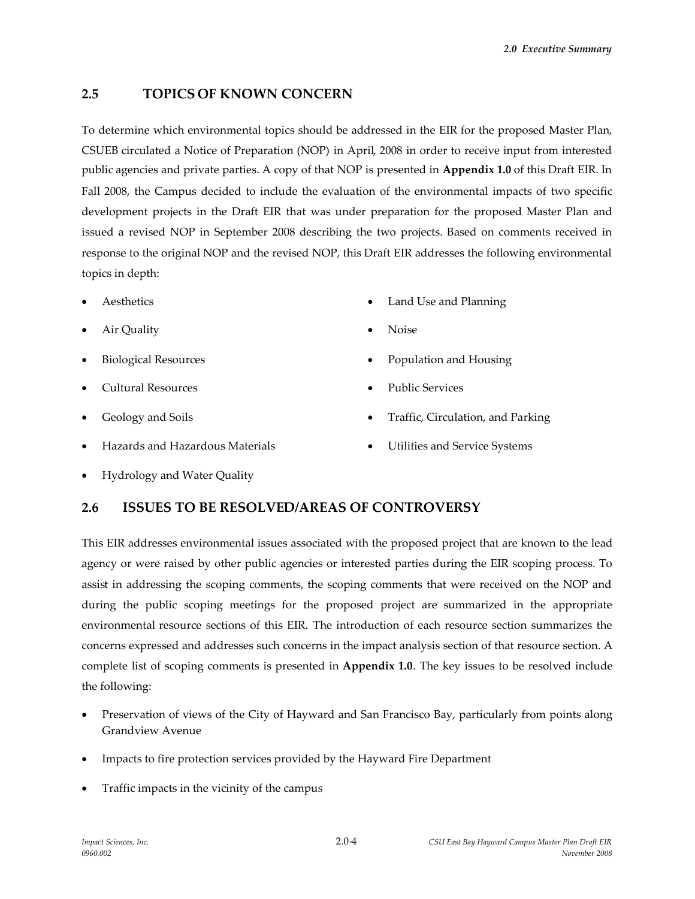## 2.5 TOPICS OF KNOWN CONCERN

To determine which environmental topics should be addressed in the EIR for the proposed Master Plan, CSUEB circulated a Notice of Preparation (NOP) in April, 2008 in order to receive input from interested public agencies and private parties. A copy of that NOP is presented in **Appendix 1.0** of this Draft EIR. In Fall 2008, the Campus decided to include the evaluation of the environmental impacts of two specific development projects in the Draft EIR that was under preparation for the proposed Master Plan and issued a revised NOP in September 2008 describing the two projects. Based on comments received in response to the original NOP and the revised NOP, this Draft EIR addresses the following environmental topics in depth:

- Aesthetics
- Air Quality
- Biological Resources
- Cultural Resources
- Geology and Soils
- Hazards and Hazardous Materials
- Hydrology and Water Quality
- Land Use and Planning
- Noise
- Population and Housing
- Public Services
- Traffic, Circulation, and Parking
- Utilities and Service Systems

## 2.6 ISSUES TO BE RESOLVED/AREAS OF CONTROVERSY

This EIR addresses environmental issues associated with the proposed project that are known to the lead agency or were raised by other public agencies or interested parties during the EIR scoping process. To assist in addressing the scoping comments, the scoping comments that were received on the NOP and during the public scoping meetings for the proposed project are summarized in the appropriate environmental resource sections of this EIR. The introduction of each resource section summarizes the concerns expressed and addresses such concerns in the impact analysis section of that resource section. A complete list of scoping comments is presented in **Appendix 1.0**. The key issues to be resolved include the following:

- Preservation of views of the City of Hayward and San Francisco Bay, particularly from points along Grandview Avenue
- Impacts to fire protection services provided by the Hayward Fire Department
- Traffic impacts in the vicinity of the campus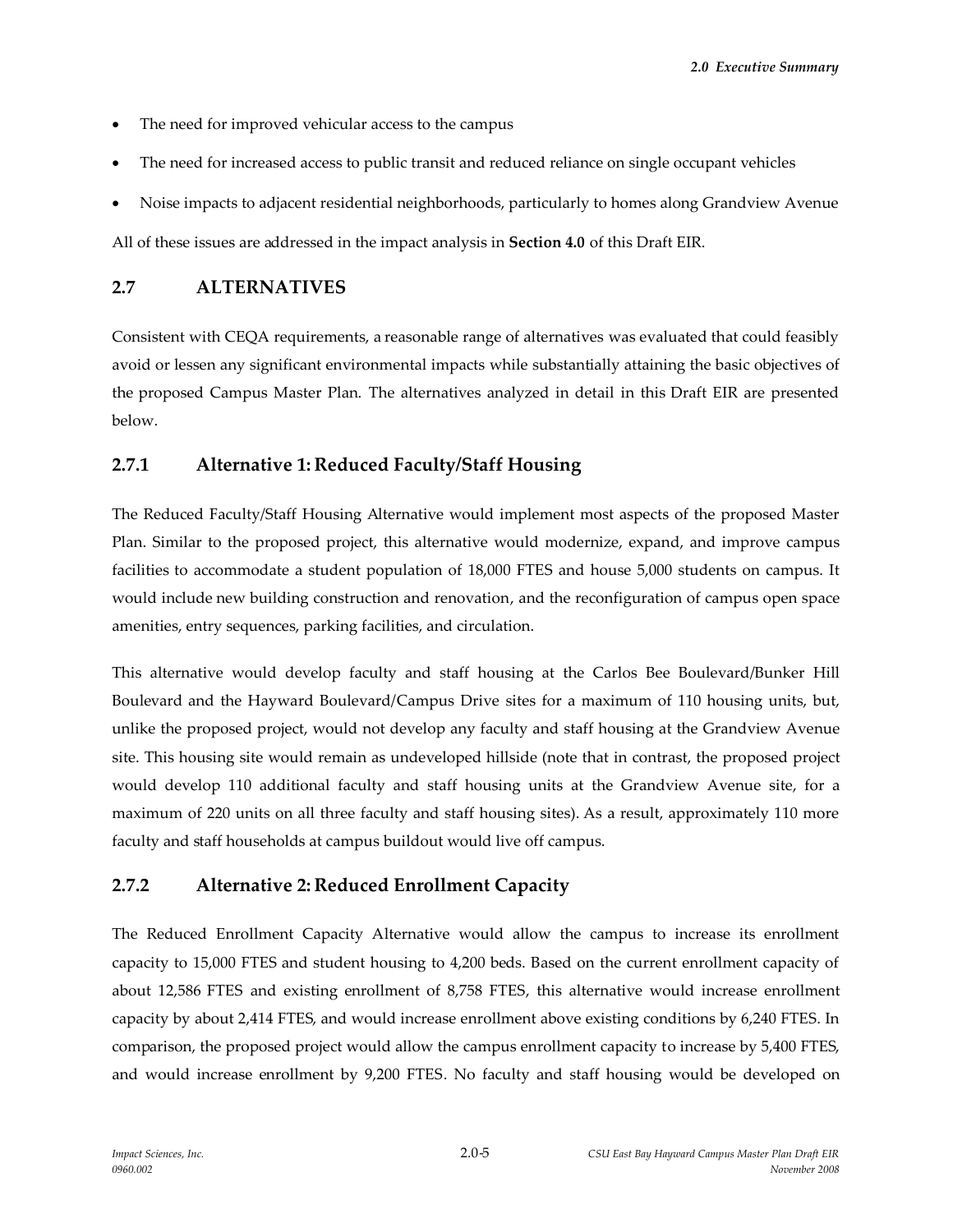- The need for improved vehicular access to the campus
- The need for increased access to public transit and reduced reliance on single occupant vehicles
- Noise impacts to adjacent residential neighborhoods, particularly to homes along Grandview Avenue

All of these issues are addressed in the impact analysis in **Section 4.0** of this Draft EIR.

## 2.7 ALTERNATIVES

Consistent with CEQA requirements, a reasonable range of alternatives was evaluated that could feasibly avoid or lessen any significant environmental impacts while substantially attaining the basic objectives of the proposed Campus Master Plan. The alternatives analyzed in detail in this Draft EIR are presented below.

### 2.7.1 Alternative 1: Reduced Faculty/Staff Housing

The Reduced Faculty/Staff Housing Alternative would implement most aspects of the proposed Master Plan. Similar to the proposed project, this alternative would modernize, expand, and improve campus facilities to accommodate a student population of 18,000 FTES and house 5,000 students on campus. It would include new building construction and renovation, and the reconfiguration of campus open space amenities, entry sequences, parking facilities, and circulation.

This alternative would develop faculty and staff housing at the Carlos Bee Boulevard/Bunker Hill Boulevard and the Hayward Boulevard/Campus Drive sites for a maximum of 110 housing units, but, unlike the proposed project, would not develop any faculty and staff housing at the Grandview Avenue site. This housing site would remain as undeveloped hillside (note that in contrast, the proposed project would develop 110 additional faculty and staff housing units at the Grandview Avenue site, for a maximum of 220 units on all three faculty and staff housing sites). As a result, approximately 110 more faculty and staff households at campus buildout would live off campus.

### 2.7.2 Alternative 2: Reduced Enrollment Capacity

The Reduced Enrollment Capacity Alternative would allow the campus to increase its enrollment capacity to 15,000 FTES and student housing to 4,200 beds. Based on the current enrollment capacity of about 12,586 FTES and existing enrollment of 8,758 FTES, this alternative would increase enrollment capacity by about 2,414 FTES, and would increase enrollment above existing conditions by 6,240 FTES. In comparison, the proposed project would allow the campus enrollment capacity to increase by 5,400 FTES, and would increase enrollment by 9,200 FTES. No faculty and staff housing would be developed on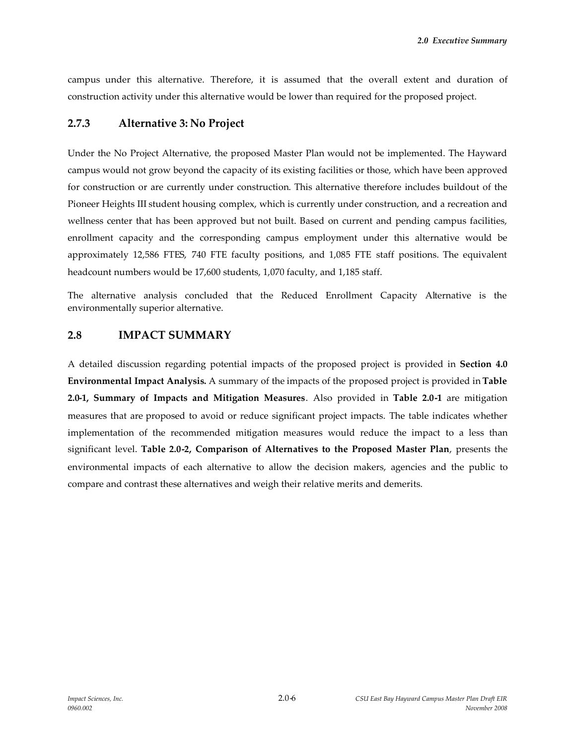campus under this alternative. Therefore, it is assumed that the overall extent and duration of construction activity under this alternative would be lower than required for the proposed project.

### 2.7.3 Alternative 3: No Project

Under the No Project Alternative, the proposed Master Plan would not be implemented. The Hayward campus would not grow beyond the capacity of its existing facilities or those, which have been approved for construction or are currently under construction. This alternative therefore includes buildout of the Pioneer Heights III student housing complex, which is currently under construction, and a recreation and wellness center that has been approved but not built. Based on current and pending campus facilities, enrollment capacity and the corresponding campus employment under this alternative would be approximately 12,586 FTES, 740 FTE faculty positions, and 1,085 FTE staff positions. The equivalent headcount numbers would be 17,600 students, 1,070 faculty, and 1,185 staff.

The alternative analysis concluded that the Reduced Enrollment Capacity Alternative is the environmentally superior alternative.

## 2.8 IMPACT SUMMARY

A detailed discussion regarding potential impacts of the proposed project is provided in **Section 4.0 Environmental Impact Analysis.** A summary of the impacts of the proposed project is provided in **Table 2.0-1, Summary of Impacts and Mitigation Measures**. Also provided in **Table 2.0-1** are mitigation measures that are proposed to avoid or reduce significant project impacts. The table indicates whether implementation of the recommended mitigation measures would reduce the impact to a less than significant level. **Table 2.0-2, Comparison of Alternatives to the Proposed Master Plan**, presents the environmental impacts of each alternative to allow the decision makers, agencies and the public to compare and contrast these alternatives and weigh their relative merits and demerits.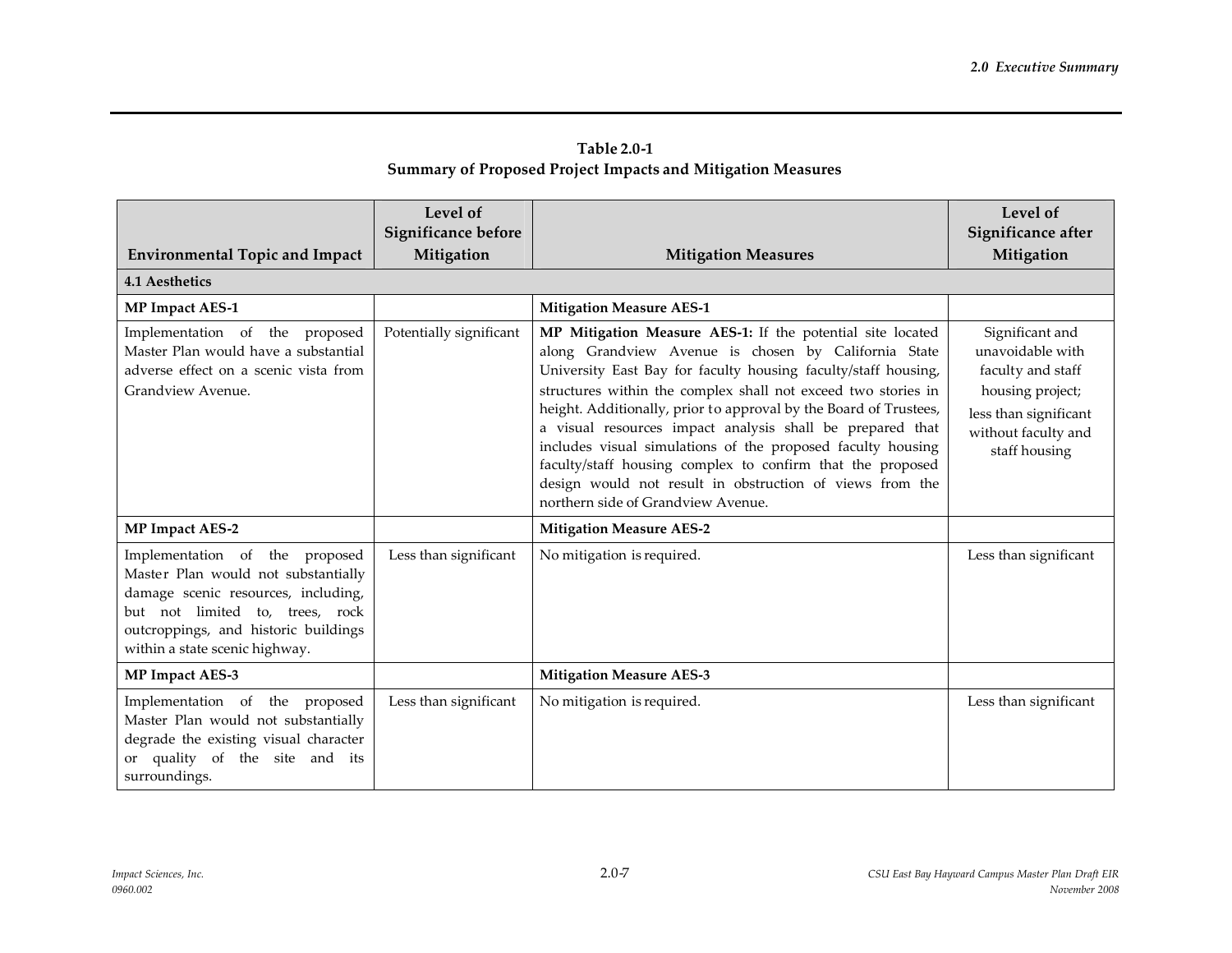**Table 2.0-1**
**Summary of Proposed Project Impacts and Mitigation Measures**

| Environmental Topic and Impact | Level of Significance before Mitigation | Mitigation Measures | Level of Significance after Mitigation |
|---|---|---|---|
| **4.1 Aesthetics** | | | |
| **MP Impact AES-1** | | **Mitigation Measure AES-1** | |
| Implementation of the proposed Master Plan would have a substantial adverse effect on a scenic vista from Grandview Avenue. | Potentially significant | **MP Mitigation Measure AES-1:** If the potential site located along Grandview Avenue is chosen by California State University East Bay for faculty housing faculty/staff housing, structures within the complex shall not exceed two stories in height. Additionally, prior to approval by the Board of Trustees, a visual resources impact analysis shall be prepared that includes visual simulations of the proposed faculty housing faculty/staff housing complex to confirm that the proposed design would not result in obstruction of views from the northern side of Grandview Avenue. | Significant and unavoidable with faculty and staff housing project; less than significant without faculty and staff housing |
| **MP Impact AES-2** | | **Mitigation Measure AES-2** | |
| Implementation of the proposed Master Plan would not substantially damage scenic resources, including, but not limited to, trees, rock outcroppings, and historic buildings within a state scenic highway. | Less than significant | No mitigation is required. | Less than significant |
| **MP Impact AES-3** | | **Mitigation Measure AES-3** | |
| Implementation of the proposed Master Plan would not substantially degrade the existing visual character or quality of the site and its surroundings. | Less than significant | No mitigation is required. | Less than significant |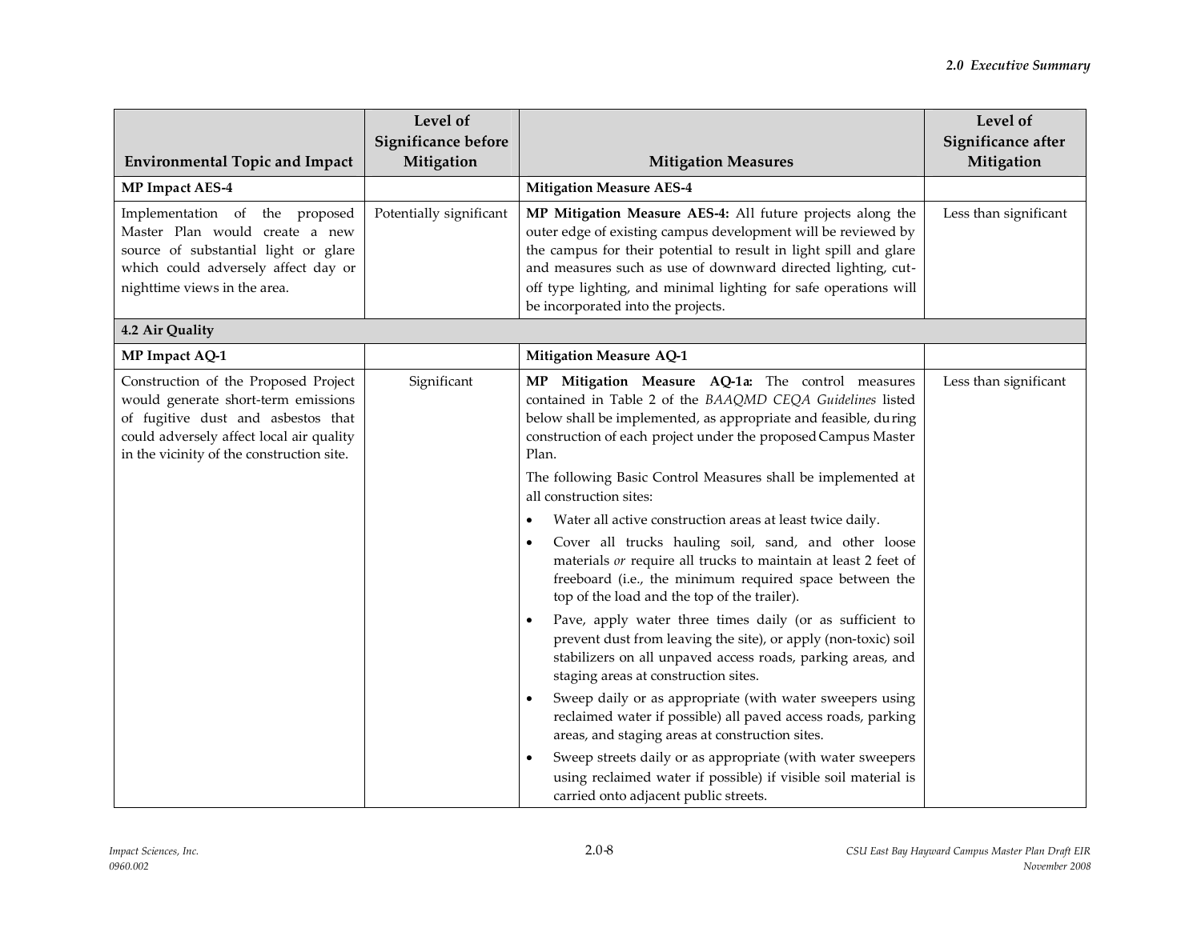| Environmental Topic and Impact | Level of Significance before Mitigation | Mitigation Measures | Level of Significance after Mitigation |
|---|---|---|---|
| **MP Impact AES-4** | | **Mitigation Measure AES-4** | |
| Implementation of the proposed Master Plan would create a new source of substantial light or glare which could adversely affect day or nighttime views in the area. | Potentially significant | **MP Mitigation Measure AES-4:** All future projects along the outer edge of existing campus development will be reviewed by the campus for their potential to result in light spill and glare and measures such as use of downward directed lighting, cut-off type lighting, and minimal lighting for safe operations will be incorporated into the projects. | Less than significant |
| **4.2 Air Quality** | | | |
| **MP Impact AQ-1** | | **Mitigation Measure AQ-1** | |
| Construction of the Proposed Project would generate short-term emissions of fugitive dust and asbestos that could adversely affect local air quality in the vicinity of the construction site. | Significant | **MP Mitigation Measure AQ-1a:** The control measures contained in Table 2 of the *BAAQMD CEQA Guidelines* listed below shall be implemented, as appropriate and feasible, during construction of each project under the proposed Campus Master Plan.<br><br>The following Basic Control Measures shall be implemented at all construction sites:<br>• Water all active construction areas at least twice daily.<br>• Cover all trucks hauling soil, sand, and other loose materials *or* require all trucks to maintain at least 2 feet of freeboard (i.e., the minimum required space between the top of the load and the top of the trailer).<br>• Pave, apply water three times daily (or as sufficient to prevent dust from leaving the site), or apply (non-toxic) soil stabilizers on all unpaved access roads, parking areas, and staging areas at construction sites.<br>• Sweep daily or as appropriate (with water sweepers using reclaimed water if possible) all paved access roads, parking areas, and staging areas at construction sites.<br>• Sweep streets daily or as appropriate (with water sweepers using reclaimed water if possible) if visible soil material is carried onto adjacent public streets. | Less than significant |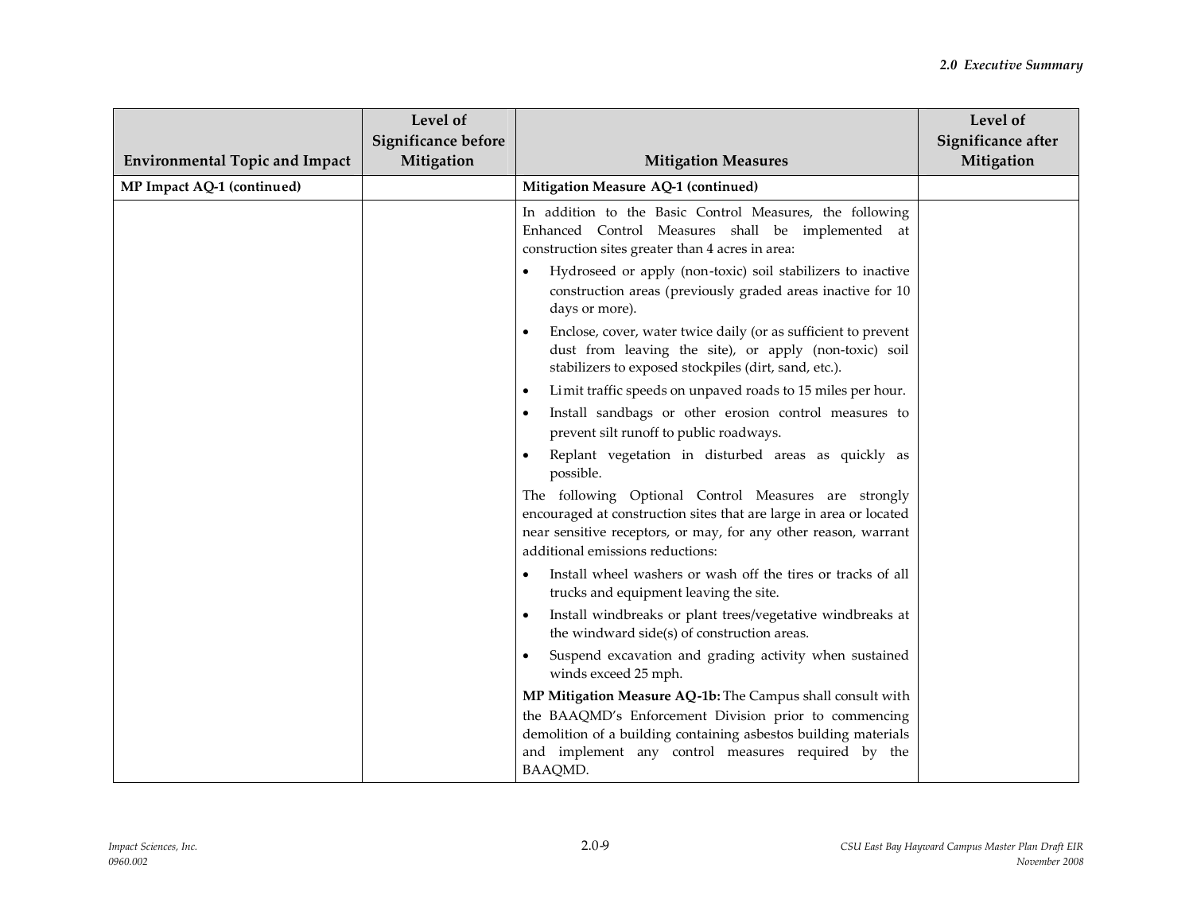| Environmental Topic and Impact | Level of Significance before Mitigation | Mitigation Measures | Level of Significance after Mitigation |
|---|---|---|---|
| **MP Impact AQ-1 (continued)** | | **Mitigation Measure AQ-1 (continued)** | |
| | | In addition to the Basic Control Measures, the following Enhanced Control Measures shall be implemented at construction sites greater than 4 acres in area:<br>• Hydroseed or apply (non-toxic) soil stabilizers to inactive construction areas (previously graded areas inactive for 10 days or more).<br>• Enclose, cover, water twice daily (or as sufficient to prevent dust from leaving the site), or apply (non-toxic) soil stabilizers to exposed stockpiles (dirt, sand, etc.).<br>• Limit traffic speeds on unpaved roads to 15 miles per hour.<br>• Install sandbags or other erosion control measures to prevent silt runoff to public roadways.<br>• Replant vegetation in disturbed areas as quickly as possible.<br>The following Optional Control Measures are strongly encouraged at construction sites that are large in area or located near sensitive receptors, or may, for any other reason, warrant additional emissions reductions:<br>• Install wheel washers or wash off the tires or tracks of all trucks and equipment leaving the site.<br>• Install windbreaks or plant trees/vegetative windbreaks at the windward side(s) of construction areas.<br>• Suspend excavation and grading activity when sustained winds exceed 25 mph.<br>**MP Mitigation Measure AQ-1b:** The Campus shall consult with the BAAQMD's Enforcement Division prior to commencing demolition of a building containing asbestos building materials and implement any control measures required by the BAAQMD. | |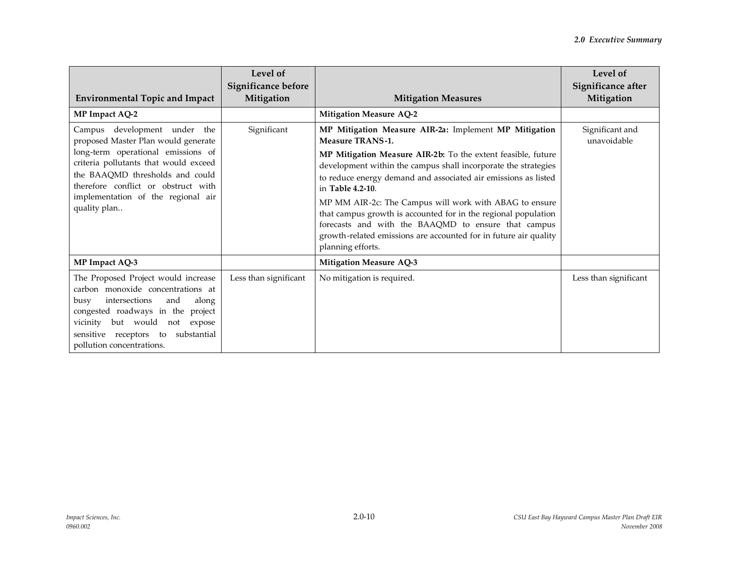| Environmental Topic and Impact | Level of Significance before Mitigation | Mitigation Measures | Level of Significance after Mitigation |
|---|---|---|---|
| **MP Impact AQ-2** | | **Mitigation Measure AQ-2** | |
| Campus development under the proposed Master Plan would generate long-term operational emissions of criteria pollutants that would exceed the BAAQMD thresholds and could therefore conflict or obstruct with implementation of the regional air quality plan.. | Significant | **MP Mitigation Measure AIR-2a:** Implement **MP Mitigation Measure TRANS-1.** <br><br> **MP Mitigation Measure AIR-2b:** To the extent feasible, future development within the campus shall incorporate the strategies to reduce energy demand and associated air emissions as listed in **Table 4.2-10**. <br><br> MP MM AIR-2c: The Campus will work with ABAG to ensure that campus growth is accounted for in the regional population forecasts and with the BAAQMD to ensure that campus growth-related emissions are accounted for in future air quality planning efforts. | Significant and unavoidable |
| **MP Impact AQ-3** | | **Mitigation Measure AQ-3** | |
| The Proposed Project would increase carbon monoxide concentrations at busy intersections and along congested roadways in the project vicinity but would not expose sensitive receptors to substantial pollution concentrations. | Less than significant | No mitigation is required. | Less than significant |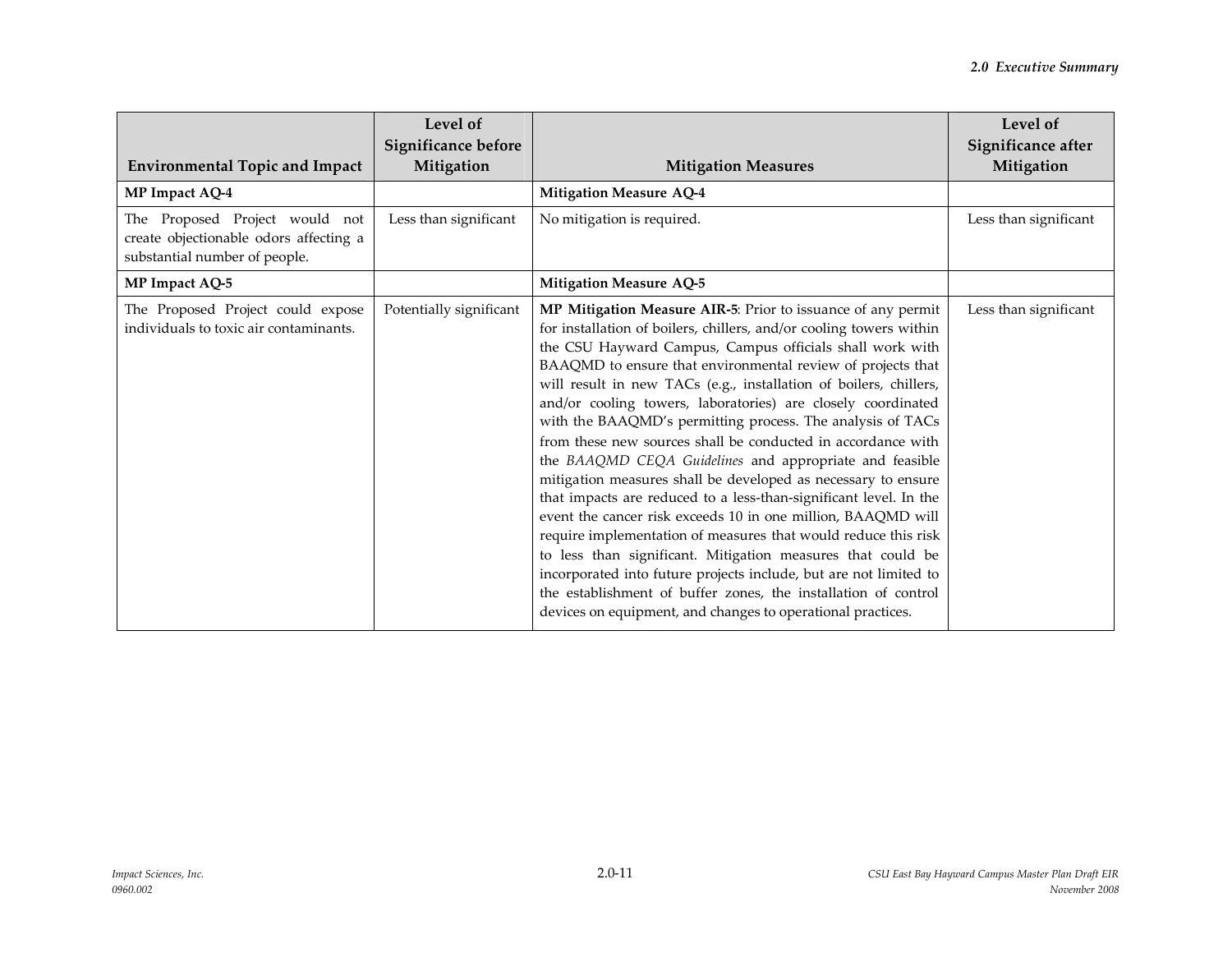| Environmental Topic and Impact | Level of Significance before Mitigation | Mitigation Measures | Level of Significance after Mitigation |
|---|---|---|---|
| **MP Impact AQ-4** | | **Mitigation Measure AQ-4** | |
| The Proposed Project would not create objectionable odors affecting a substantial number of people. | Less than significant | No mitigation is required. | Less than significant |
| **MP Impact AQ-5** | | **Mitigation Measure AQ-5** | |
| The Proposed Project could expose individuals to toxic air contaminants. | Potentially significant | **MP Mitigation Measure AIR-5**: Prior to issuance of any permit for installation of boilers, chillers, and/or cooling towers within the CSU Hayward Campus, Campus officials shall work with BAAQMD to ensure that environmental review of projects that will result in new TACs (e.g., installation of boilers, chillers, and/or cooling towers, laboratories) are closely coordinated with the BAAQMD's permitting process. The analysis of TACs from these new sources shall be conducted in accordance with the *BAAQMD CEQA Guidelines* and appropriate and feasible mitigation measures shall be developed as necessary to ensure that impacts are reduced to a less-than-significant level. In the event the cancer risk exceeds 10 in one million, BAAQMD will require implementation of measures that would reduce this risk to less than significant. Mitigation measures that could be incorporated into future projects include, but are not limited to the establishment of buffer zones, the installation of control devices on equipment, and changes to operational practices. | Less than significant |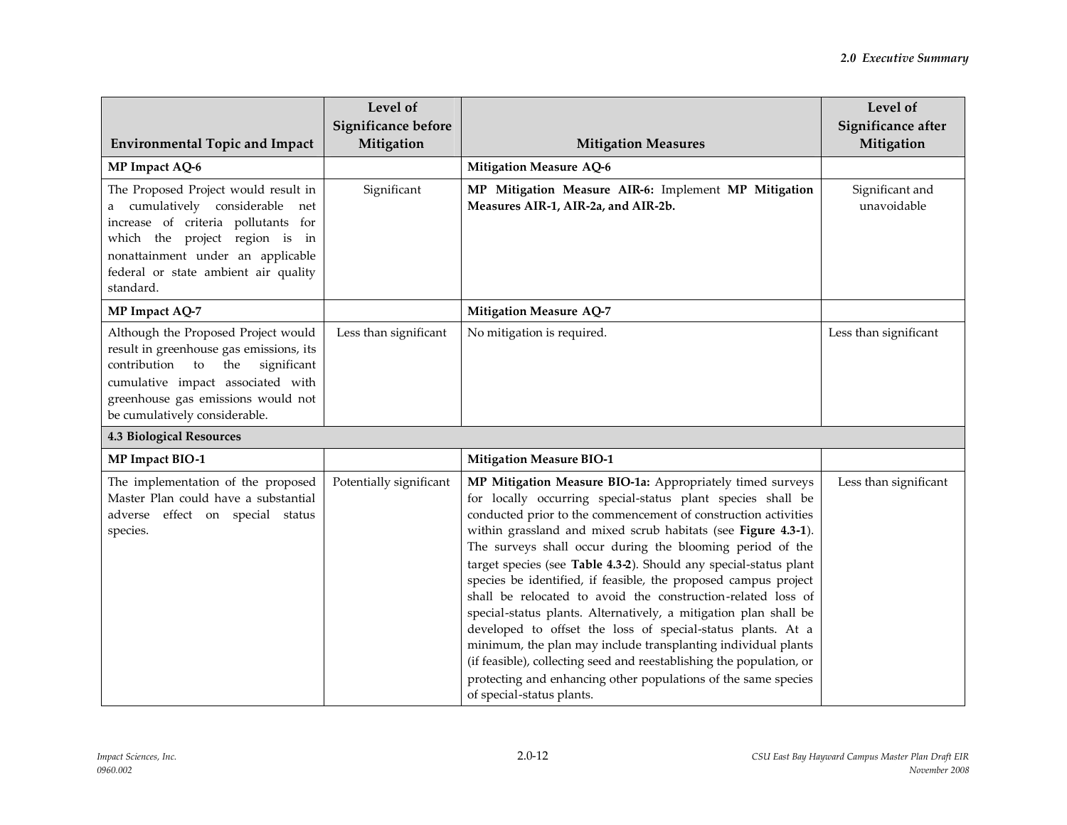| Environmental Topic and Impact | Level of Significance before Mitigation | Mitigation Measures | Level of Significance after Mitigation |
|---|---|---|---|
| **MP Impact AQ-6** | | **Mitigation Measure AQ-6** | |
| The Proposed Project would result in a cumulatively considerable net increase of criteria pollutants for which the project region is in nonattainment under an applicable federal or state ambient air quality standard. | Significant | **MP Mitigation Measure AIR-6:** Implement **MP Mitigation Measures AIR-1, AIR-2a, and AIR-2b.** | Significant and unavoidable |
| **MP Impact AQ-7** | | **Mitigation Measure AQ-7** | |
| Although the Proposed Project would result in greenhouse gas emissions, its contribution to the significant cumulative impact associated with greenhouse gas emissions would not be cumulatively considerable. | Less than significant | No mitigation is required. | Less than significant |
| **4.3 Biological Resources** | | | |
| **MP Impact BIO-1** | | **Mitigation Measure BIO-1** | |
| The implementation of the proposed Master Plan could have a substantial adverse effect on special status species. | Potentially significant | **MP Mitigation Measure BIO-1a:** Appropriately timed surveys for locally occurring special-status plant species shall be conducted prior to the commencement of construction activities within grassland and mixed scrub habitats (see **Figure 4.3-1**). The surveys shall occur during the blooming period of the target species (see **Table 4.3-2**). Should any special-status plant species be identified, if feasible, the proposed campus project shall be relocated to avoid the construction-related loss of special-status plants. Alternatively, a mitigation plan shall be developed to offset the loss of special-status plants. At a minimum, the plan may include transplanting individual plants (if feasible), collecting seed and reestablishing the population, or protecting and enhancing other populations of the same species of special-status plants. | Less than significant |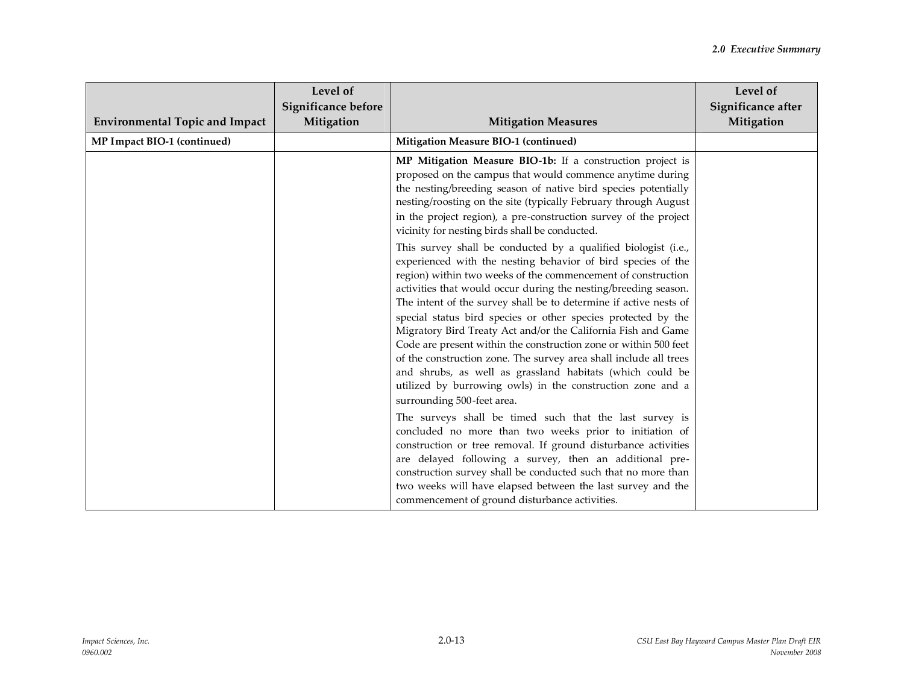| Environmental Topic and Impact | Level of Significance before Mitigation | Mitigation Measures | Level of Significance after Mitigation |
|---|---|---|---|
| **MP Impact BIO-1 (continued)** | | **Mitigation Measure BIO-1 (continued)** | |
| | | **MP Mitigation Measure BIO-1b:** If a construction project is proposed on the campus that would commence anytime during the nesting/breeding season of native bird species potentially nesting/roosting on the site (typically February through August in the project region), a pre-construction survey of the project vicinity for nesting birds shall be conducted.<br><br>This survey shall be conducted by a qualified biologist (i.e., experienced with the nesting behavior of bird species of the region) within two weeks of the commencement of construction activities that would occur during the nesting/breeding season. The intent of the survey shall be to determine if active nests of special status bird species or other species protected by the Migratory Bird Treaty Act and/or the California Fish and Game Code are present within the construction zone or within 500 feet of the construction zone. The survey area shall include all trees and shrubs, as well as grassland habitats (which could be utilized by burrowing owls) in the construction zone and a surrounding 500-feet area.<br><br>The surveys shall be timed such that the last survey is concluded no more than two weeks prior to initiation of construction or tree removal. If ground disturbance activities are delayed following a survey, then an additional pre-construction survey shall be conducted such that no more than two weeks will have elapsed between the last survey and the commencement of ground disturbance activities. | |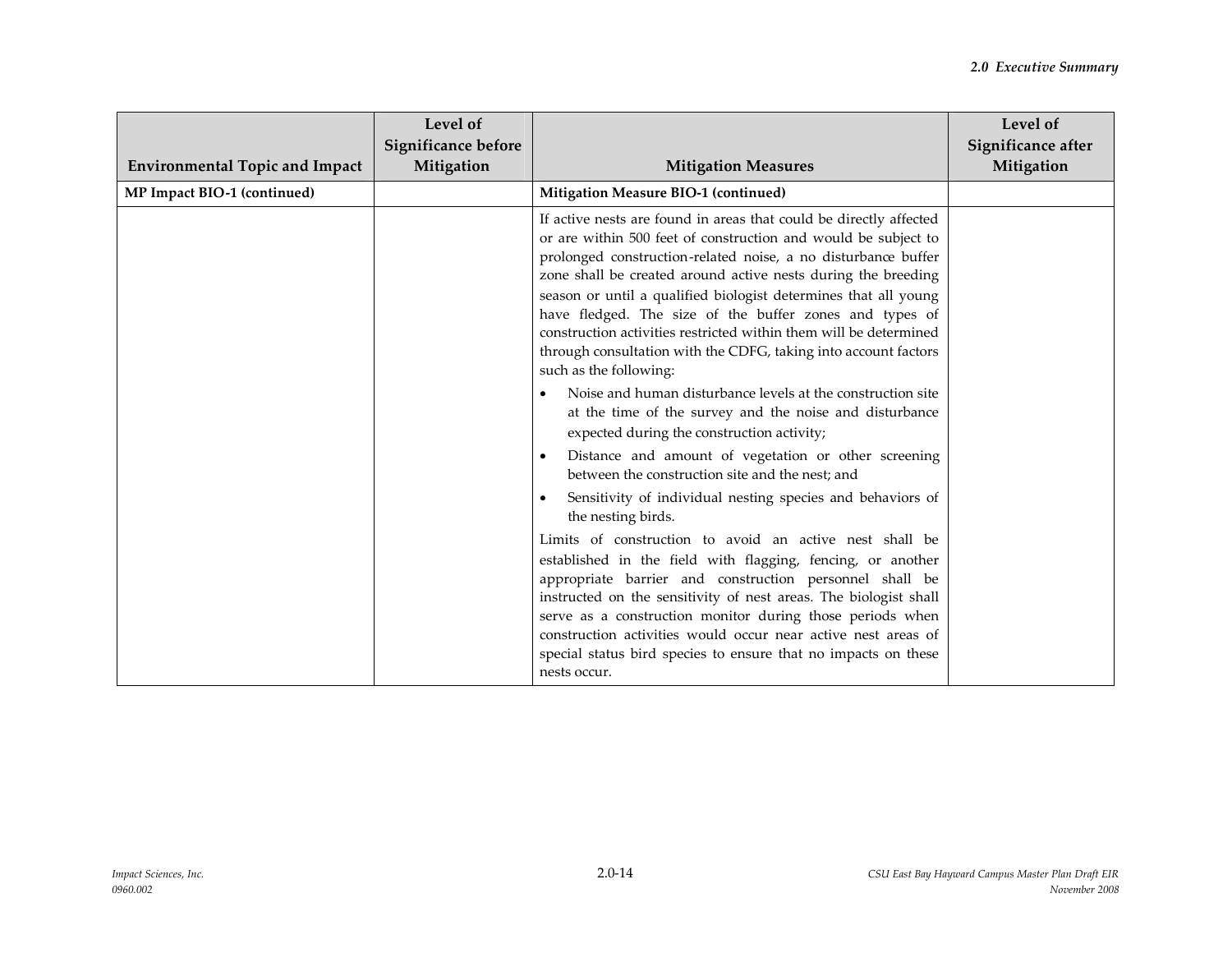| Environmental Topic and Impact | Level of Significance before Mitigation | Mitigation Measures | Level of Significance after Mitigation |
|---|---|---|---|
| **MP Impact BIO-1 (continued)** | | **Mitigation Measure BIO-1 (continued)** | |
| | | If active nests are found in areas that could be directly affected or are within 500 feet of construction and would be subject to prolonged construction-related noise, a no disturbance buffer zone shall be created around active nests during the breeding season or until a qualified biologist determines that all young have fledged. The size of the buffer zones and types of construction activities restricted within them will be determined through consultation with the CDFG, taking into account factors such as the following:<br>• Noise and human disturbance levels at the construction site at the time of the survey and the noise and disturbance expected during the construction activity;<br>• Distance and amount of vegetation or other screening between the construction site and the nest; and<br>• Sensitivity of individual nesting species and behaviors of the nesting birds.<br>Limits of construction to avoid an active nest shall be established in the field with flagging, fencing, or another appropriate barrier and construction personnel shall be instructed on the sensitivity of nest areas. The biologist shall serve as a construction monitor during those periods when construction activities would occur near active nest areas of special status bird species to ensure that no impacts on these nests occur. | |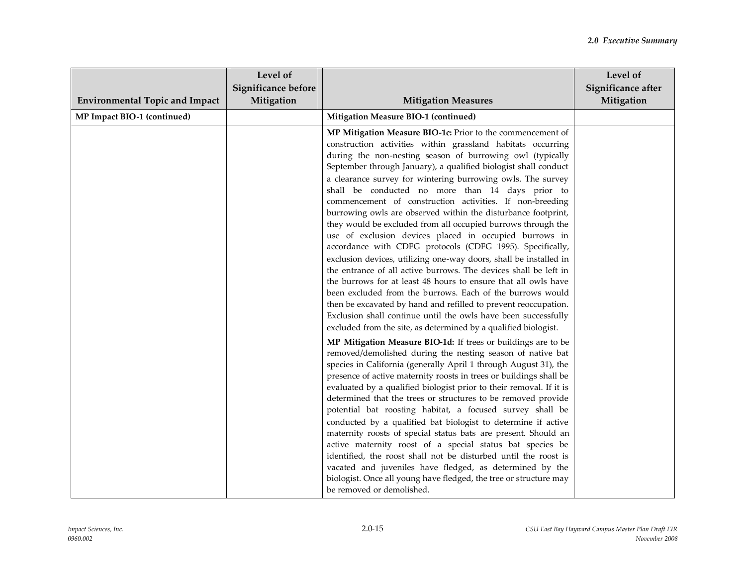| Environmental Topic and Impact | Level of Significance before Mitigation | Mitigation Measures | Level of Significance after Mitigation |
|---|---|---|---|
| **MP Impact BIO-1 (continued)** | | **Mitigation Measure BIO-1 (continued)** | |
| | | **MP Mitigation Measure BIO-1c:** Prior to the commencement of construction activities within grassland habitats occurring during the non-nesting season of burrowing owl (typically September through January), a qualified biologist shall conduct a clearance survey for wintering burrowing owls. The survey shall be conducted no more than 14 days prior to commencement of construction activities. If non-breeding burrowing owls are observed within the disturbance footprint, they would be excluded from all occupied burrows through the use of exclusion devices placed in occupied burrows in accordance with CDFG protocols (CDFG 1995). Specifically, exclusion devices, utilizing one-way doors, shall be installed in the entrance of all active burrows. The devices shall be left in the burrows for at least 48 hours to ensure that all owls have been excluded from the burrows. Each of the burrows would then be excavated by hand and refilled to prevent reoccupation. Exclusion shall continue until the owls have been successfully excluded from the site, as determined by a qualified biologist.<br><br>**MP Mitigation Measure BIO-1d:** If trees or buildings are to be removed/demolished during the nesting season of native bat species in California (generally April 1 through August 31), the presence of active maternity roosts in trees or buildings shall be evaluated by a qualified biologist prior to their removal. If it is determined that the trees or structures to be removed provide potential bat roosting habitat, a focused survey shall be conducted by a qualified bat biologist to determine if active maternity roosts of special status bats are present. Should an active maternity roost of a special status bat species be identified, the roost shall not be disturbed until the roost is vacated and juveniles have fledged, as determined by the biologist. Once all young have fledged, the tree or structure may be removed or demolished. | |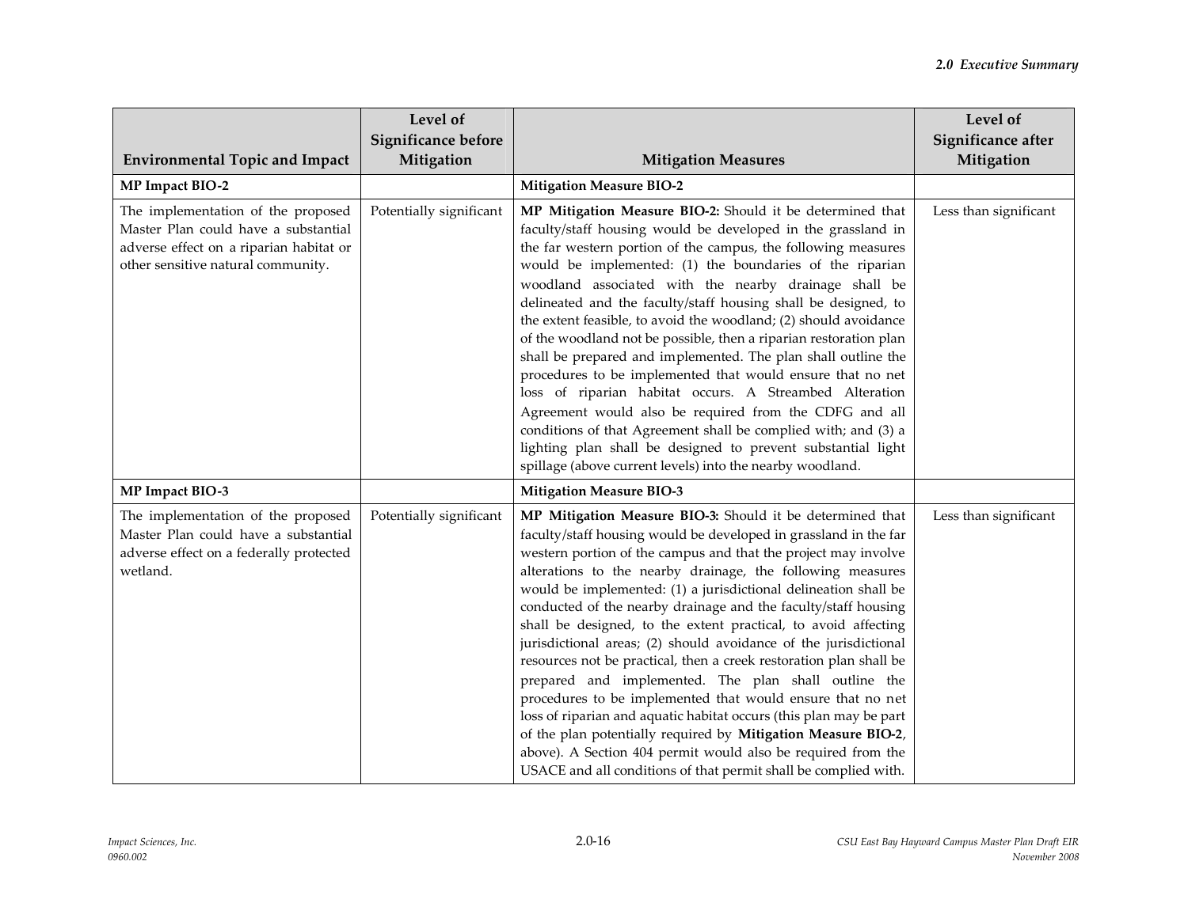| Environmental Topic and Impact | Level of Significance before Mitigation | Mitigation Measures | Level of Significance after Mitigation |
|---|---|---|---|
| **MP Impact BIO-2** | | **Mitigation Measure BIO-2** | |
| The implementation of the proposed Master Plan could have a substantial adverse effect on a riparian habitat or other sensitive natural community. | Potentially significant | **MP Mitigation Measure BIO-2:** Should it be determined that faculty/staff housing would be developed in the grassland in the far western portion of the campus, the following measures would be implemented: (1) the boundaries of the riparian woodland associated with the nearby drainage shall be delineated and the faculty/staff housing shall be designed, to the extent feasible, to avoid the woodland; (2) should avoidance of the woodland not be possible, then a riparian restoration plan shall be prepared and implemented. The plan shall outline the procedures to be implemented that would ensure that no net loss of riparian habitat occurs. A Streambed Alteration Agreement would also be required from the CDFG and all conditions of that Agreement shall be complied with; and (3) a lighting plan shall be designed to prevent substantial light spillage (above current levels) into the nearby woodland. | Less than significant |
| **MP Impact BIO-3** | | **Mitigation Measure BIO-3** | |
| The implementation of the proposed Master Plan could have a substantial adverse effect on a federally protected wetland. | Potentially significant | **MP Mitigation Measure BIO-3:** Should it be determined that faculty/staff housing would be developed in grassland in the far western portion of the campus and that the project may involve alterations to the nearby drainage, the following measures would be implemented: (1) a jurisdictional delineation shall be conducted of the nearby drainage and the faculty/staff housing shall be designed, to the extent practical, to avoid affecting jurisdictional areas; (2) should avoidance of the jurisdictional resources not be practical, then a creek restoration plan shall be prepared and implemented. The plan shall outline the procedures to be implemented that would ensure that no net loss of riparian and aquatic habitat occurs (this plan may be part of the plan potentially required by **Mitigation Measure BIO-2**, above). A Section 404 permit would also be required from the USACE and all conditions of that permit shall be complied with. | Less than significant |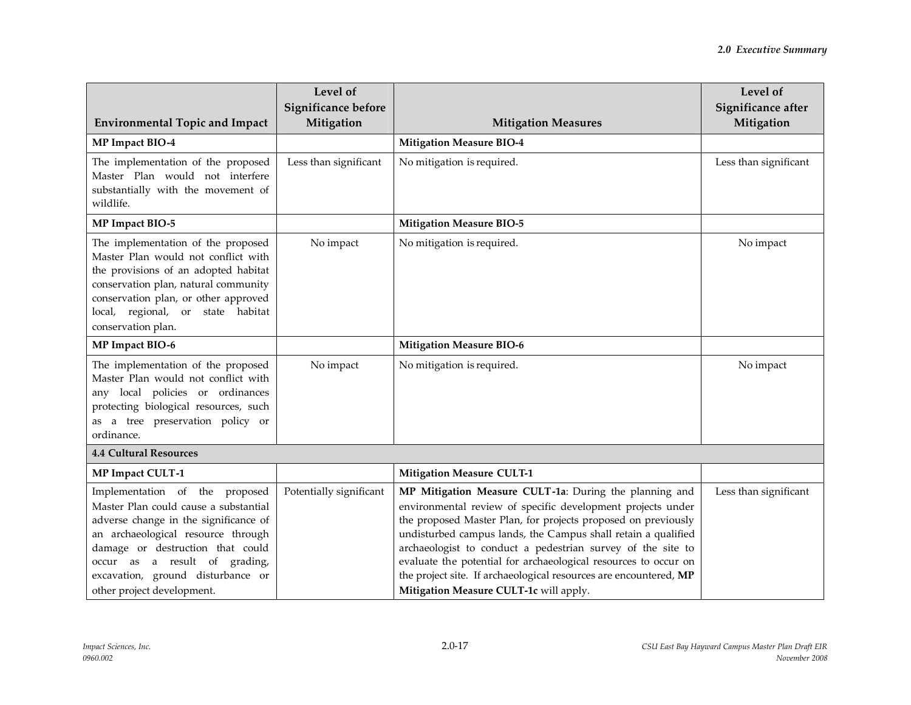| Environmental Topic and Impact | Level of Significance before Mitigation | Mitigation Measures | Level of Significance after Mitigation |
|---|---|---|---|
| **MP Impact BIO-4** | | **Mitigation Measure BIO-4** | |
| The implementation of the proposed Master Plan would not interfere substantially with the movement of wildlife. | Less than significant | No mitigation is required. | Less than significant |
| **MP Impact BIO-5** | | **Mitigation Measure BIO-5** | |
| The implementation of the proposed Master Plan would not conflict with the provisions of an adopted habitat conservation plan, natural community conservation plan, or other approved local, regional, or state habitat conservation plan. | No impact | No mitigation is required. | No impact |
| **MP Impact BIO-6** | | **Mitigation Measure BIO-6** | |
| The implementation of the proposed Master Plan would not conflict with any local policies or ordinances protecting biological resources, such as a tree preservation policy or ordinance. | No impact | No mitigation is required. | No impact |
| **4.4 Cultural Resources** | | | |
| **MP Impact CULT-1** | | **Mitigation Measure CULT-1** | |
| Implementation of the proposed Master Plan could cause a substantial adverse change in the significance of an archaeological resource through damage or destruction that could occur as a result of grading, excavation, ground disturbance or other project development. | Potentially significant | **MP Mitigation Measure CULT-1a**: During the planning and environmental review of specific development projects under the proposed Master Plan, for projects proposed on previously undisturbed campus lands, the Campus shall retain a qualified archaeologist to conduct a pedestrian survey of the site to evaluate the potential for archaeological resources to occur on the project site. If archaeological resources are encountered, **MP Mitigation Measure CULT-1c** will apply. | Less than significant |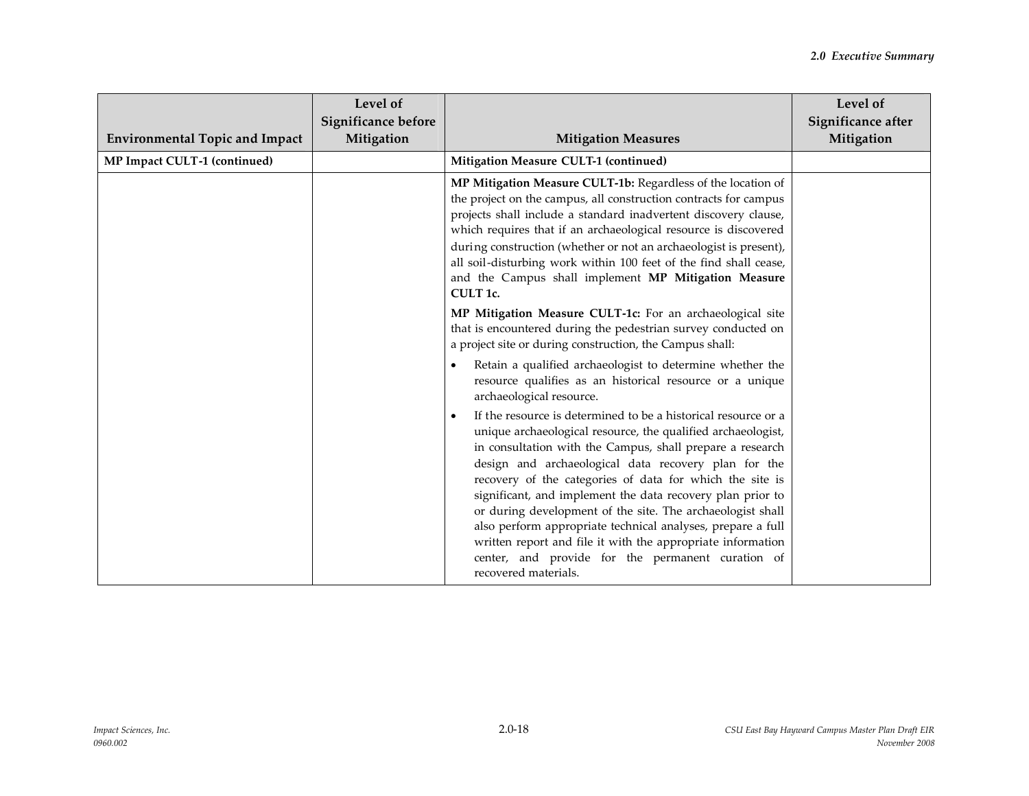| Environmental Topic and Impact | Level of Significance before Mitigation | Mitigation Measures | Level of Significance after Mitigation |
|---|---|---|---|
| **MP Impact CULT-1 (continued)** | | **Mitigation Measure CULT-1 (continued)** | |
| | | **MP Mitigation Measure CULT-1b:** Regardless of the location of the project on the campus, all construction contracts for campus projects shall include a standard inadvertent discovery clause, which requires that if an archaeological resource is discovered during construction (whether or not an archaeologist is present), all soil-disturbing work within 100 feet of the find shall cease, and the Campus shall implement **MP Mitigation Measure CULT 1c.**<br><br>**MP Mitigation Measure CULT-1c:** For an archaeological site that is encountered during the pedestrian survey conducted on a project site or during construction, the Campus shall:<br><br>• Retain a qualified archaeologist to determine whether the resource qualifies as an historical resource or a unique archaeological resource.<br><br>• If the resource is determined to be a historical resource or a unique archaeological resource, the qualified archaeologist, in consultation with the Campus, shall prepare a research design and archaeological data recovery plan for the recovery of the categories of data for which the site is significant, and implement the data recovery plan prior to or during development of the site. The archaeologist shall also perform appropriate technical analyses, prepare a full written report and file it with the appropriate information center, and provide for the permanent curation of recovered materials. | |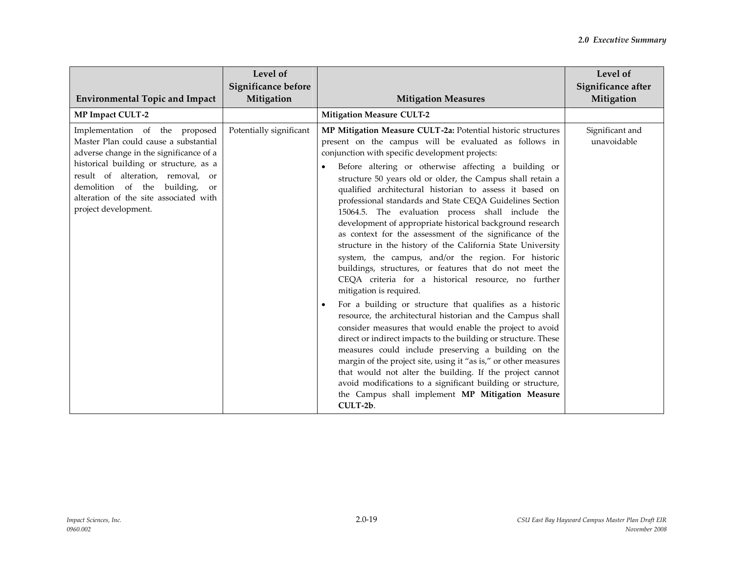| Environmental Topic and Impact | Level of Significance before Mitigation | Mitigation Measures | Level of Significance after Mitigation |
|---|---|---|---|
| **MP Impact CULT-2** | | **Mitigation Measure CULT-2** | |
| Implementation of the proposed Master Plan could cause a substantial adverse change in the significance of a historical building or structure, as a result of alteration, removal, or demolition of the building, or alteration of the site associated with project development. | Potentially significant | **MP Mitigation Measure CULT-2a:** Potential historic structures present on the campus will be evaluated as follows in conjunction with specific development projects:<br>• Before altering or otherwise affecting a building or structure 50 years old or older, the Campus shall retain a qualified architectural historian to assess it based on professional standards and State CEQA Guidelines Section 15064.5. The evaluation process shall include the development of appropriate historical background research as context for the assessment of the significance of the structure in the history of the California State University system, the campus, and/or the region. For historic buildings, structures, or features that do not meet the CEQA criteria for a historical resource, no further mitigation is required.<br>• For a building or structure that qualifies as a historic resource, the architectural historian and the Campus shall consider measures that would enable the project to avoid direct or indirect impacts to the building or structure. These measures could include preserving a building on the margin of the project site, using it "as is," or other measures that would not alter the building. If the project cannot avoid modifications to a significant building or structure, the Campus shall implement **MP Mitigation Measure CULT-2b**. | Significant and unavoidable |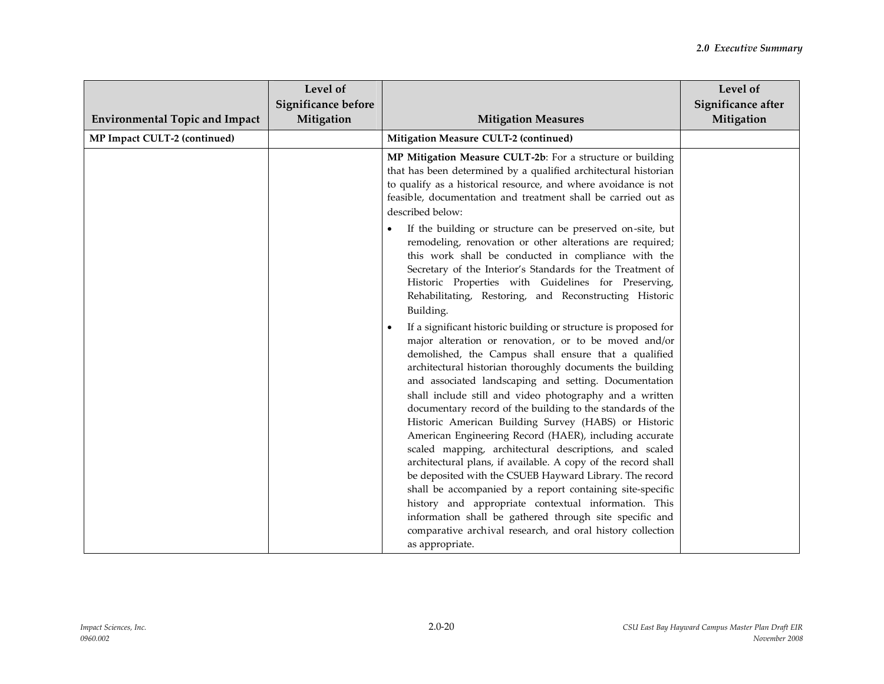| Environmental Topic and Impact | Level of Significance before Mitigation | Mitigation Measures | Level of Significance after Mitigation |
|---|---|---|---|
| **MP Impact CULT-2 (continued)** | | **Mitigation Measure CULT-2 (continued)** | |
| | | **MP Mitigation Measure CULT-2b**: For a structure or building that has been determined by a qualified architectural historian to qualify as a historical resource, and where avoidance is not feasible, documentation and treatment shall be carried out as described below:<br><br>• If the building or structure can be preserved on-site, but remodeling, renovation or other alterations are required; this work shall be conducted in compliance with the Secretary of the Interior's Standards for the Treatment of Historic Properties with Guidelines for Preserving, Rehabilitating, Restoring, and Reconstructing Historic Building.<br><br>• If a significant historic building or structure is proposed for major alteration or renovation, or to be moved and/or demolished, the Campus shall ensure that a qualified architectural historian thoroughly documents the building and associated landscaping and setting. Documentation shall include still and video photography and a written documentary record of the building to the standards of the Historic American Building Survey (HABS) or Historic American Engineering Record (HAER), including accurate scaled mapping, architectural descriptions, and scaled architectural plans, if available. A copy of the record shall be deposited with the CSUEB Hayward Library. The record shall be accompanied by a report containing site-specific history and appropriate contextual information. This information shall be gathered through site specific and comparative archival research, and oral history collection as appropriate. | |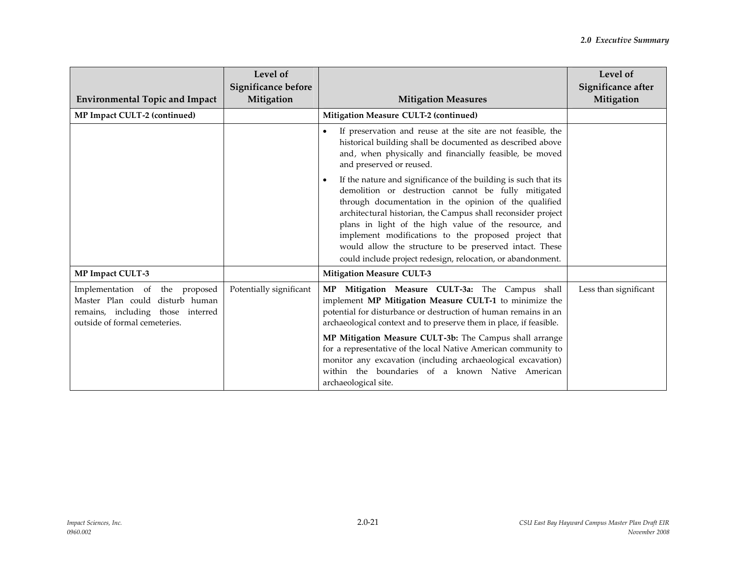| Environmental Topic and Impact | Level of Significance before Mitigation | Mitigation Measures | Level of Significance after Mitigation |
|---|---|---|---|
| **MP Impact CULT-2 (continued)** | | **Mitigation Measure CULT-2 (continued)** | |
| | | • If preservation and reuse at the site are not feasible, the historical building shall be documented as described above and, when physically and financially feasible, be moved and preserved or reused.<br><br>• If the nature and significance of the building is such that its demolition or destruction cannot be fully mitigated through documentation in the opinion of the qualified architectural historian, the Campus shall reconsider project plans in light of the high value of the resource, and implement modifications to the proposed project that would allow the structure to be preserved intact. These could include project redesign, relocation, or abandonment. | |
| **MP Impact CULT-3** | | **Mitigation Measure CULT-3** | |
| Implementation of the proposed Master Plan could disturb human remains, including those interred outside of formal cemeteries. | Potentially significant | **MP Mitigation Measure CULT-3a:** The Campus shall implement **MP Mitigation Measure CULT-1** to minimize the potential for disturbance or destruction of human remains in an archaeological context and to preserve them in place, if feasible.<br><br>**MP Mitigation Measure CULT-3b:** The Campus shall arrange for a representative of the local Native American community to monitor any excavation (including archaeological excavation) within the boundaries of a known Native American archaeological site. | Less than significant |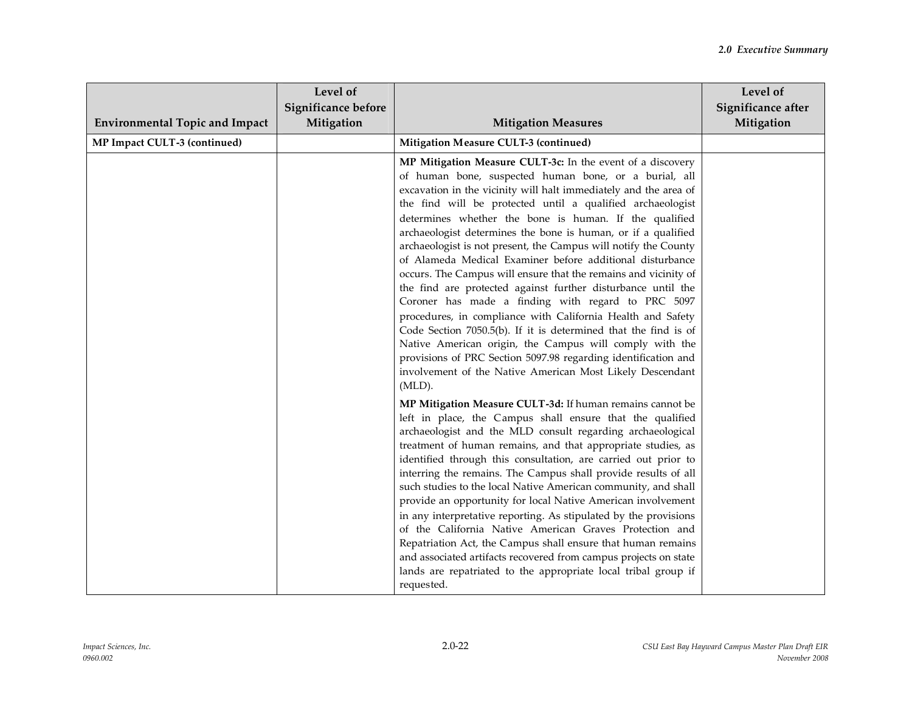| Environmental Topic and Impact | Level of Significance before Mitigation | Mitigation Measures | Level of Significance after Mitigation |
|---|---|---|---|
| **MP Impact CULT-3 (continued)** | | **Mitigation Measure CULT-3 (continued)** | |
| | | **MP Mitigation Measure CULT-3c:** In the event of a discovery of human bone, suspected human bone, or a burial, all excavation in the vicinity will halt immediately and the area of the find will be protected until a qualified archaeologist determines whether the bone is human. If the qualified archaeologist determines the bone is human, or if a qualified archaeologist is not present, the Campus will notify the County of Alameda Medical Examiner before additional disturbance occurs. The Campus will ensure that the remains and vicinity of the find are protected against further disturbance until the Coroner has made a finding with regard to PRC 5097 procedures, in compliance with California Health and Safety Code Section 7050.5(b). If it is determined that the find is of Native American origin, the Campus will comply with the provisions of PRC Section 5097.98 regarding identification and involvement of the Native American Most Likely Descendant (MLD).<br><br>**MP Mitigation Measure CULT-3d:** If human remains cannot be left in place, the Campus shall ensure that the qualified archaeologist and the MLD consult regarding archaeological treatment of human remains, and that appropriate studies, as identified through this consultation, are carried out prior to interring the remains. The Campus shall provide results of all such studies to the local Native American community, and shall provide an opportunity for local Native American involvement in any interpretative reporting. As stipulated by the provisions of the California Native American Graves Protection and Repatriation Act, the Campus shall ensure that human remains and associated artifacts recovered from campus projects on state lands are repatriated to the appropriate local tribal group if requested. | |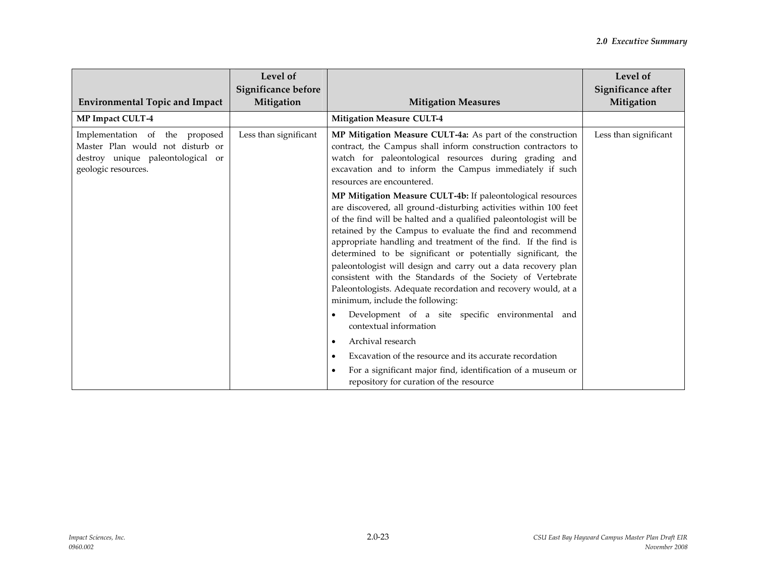| Environmental Topic and Impact | Level of Significance before Mitigation | Mitigation Measures | Level of Significance after Mitigation |
|---|---|---|---|
| **MP Impact CULT-4** | | **Mitigation Measure CULT-4** | |
| Implementation of the proposed Master Plan would not disturb or destroy unique paleontological or geologic resources. | Less than significant | **MP Mitigation Measure CULT-4a:** As part of the construction contract, the Campus shall inform construction contractors to watch for paleontological resources during grading and excavation and to inform the Campus immediately if such resources are encountered.<br><br>**MP Mitigation Measure CULT-4b:** If paleontological resources are discovered, all ground-disturbing activities within 100 feet of the find will be halted and a qualified paleontologist will be retained by the Campus to evaluate the find and recommend appropriate handling and treatment of the find. If the find is determined to be significant or potentially significant, the paleontologist will design and carry out a data recovery plan consistent with the Standards of the Society of Vertebrate Paleontologists. Adequate recordation and recovery would, at a minimum, include the following:<br>• Development of a site specific environmental and contextual information<br>• Archival research<br>• Excavation of the resource and its accurate recordation<br>• For a significant major find, identification of a museum or repository for curation of the resource | Less than significant |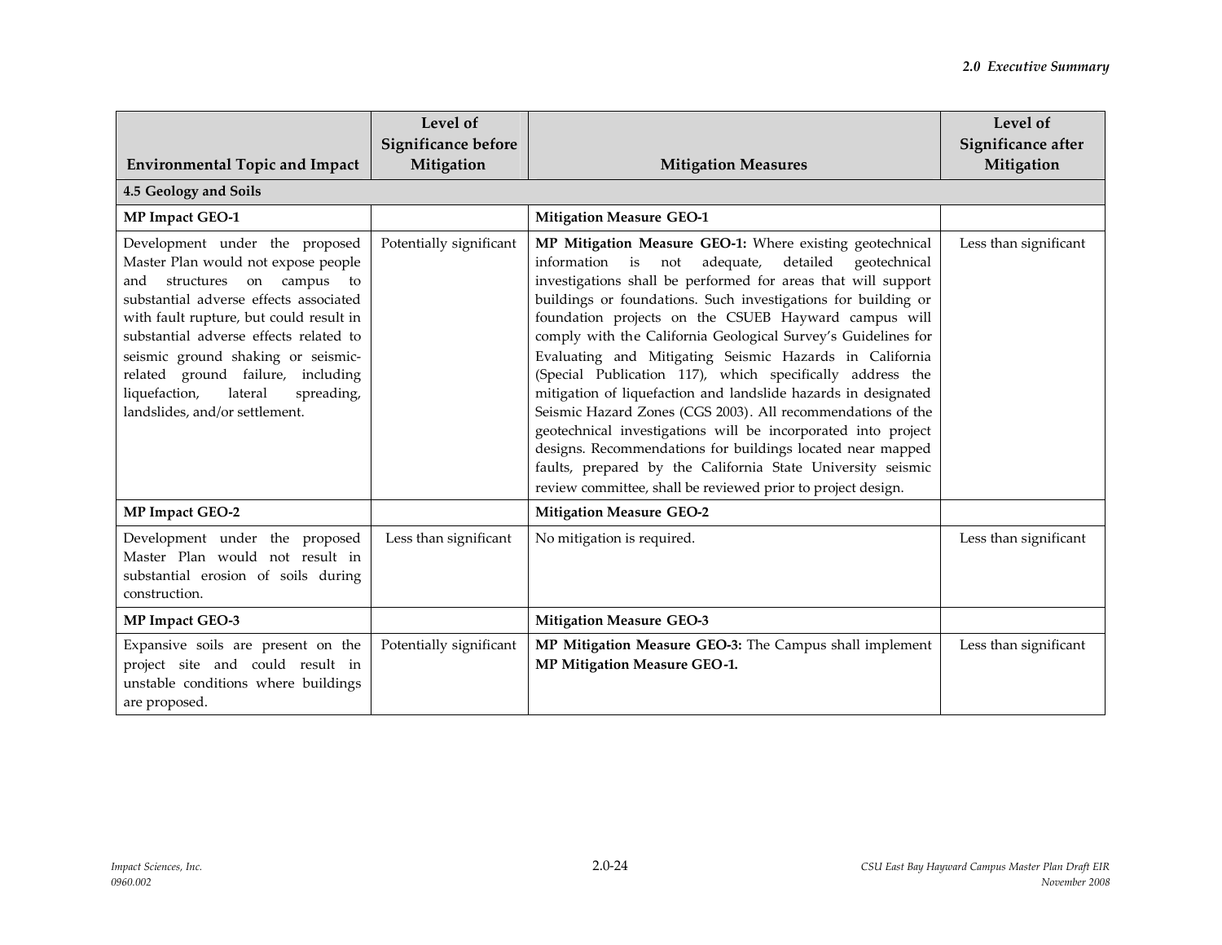| Environmental Topic and Impact | Level of Significance before Mitigation | Mitigation Measures | Level of Significance after Mitigation |
|---|---|---|---|
| **4.5 Geology and Soils** | | | |
| **MP Impact GEO-1** | | **Mitigation Measure GEO-1** | |
| Development under the proposed Master Plan would not expose people and structures on campus to substantial adverse effects associated with fault rupture, but could result in substantial adverse effects related to seismic ground shaking or seismic-related ground failure, including liquefaction, lateral spreading, landslides, and/or settlement. | Potentially significant | **MP Mitigation Measure GEO-1:** Where existing geotechnical information is not adequate, detailed geotechnical investigations shall be performed for areas that will support buildings or foundations. Such investigations for building or foundation projects on the CSUEB Hayward campus will comply with the California Geological Survey's Guidelines for Evaluating and Mitigating Seismic Hazards in California (Special Publication 117), which specifically address the mitigation of liquefaction and landslide hazards in designated Seismic Hazard Zones (CGS 2003). All recommendations of the geotechnical investigations will be incorporated into project designs. Recommendations for buildings located near mapped faults, prepared by the California State University seismic review committee, shall be reviewed prior to project design. | Less than significant |
| **MP Impact GEO-2** | | **Mitigation Measure GEO-2** | |
| Development under the proposed Master Plan would not result in substantial erosion of soils during construction. | Less than significant | No mitigation is required. | Less than significant |
| **MP Impact GEO-3** | | **Mitigation Measure GEO-3** | |
| Expansive soils are present on the project site and could result in unstable conditions where buildings are proposed. | Potentially significant | **MP Mitigation Measure GEO-3:** The Campus shall implement **MP Mitigation Measure GEO-1.** | Less than significant |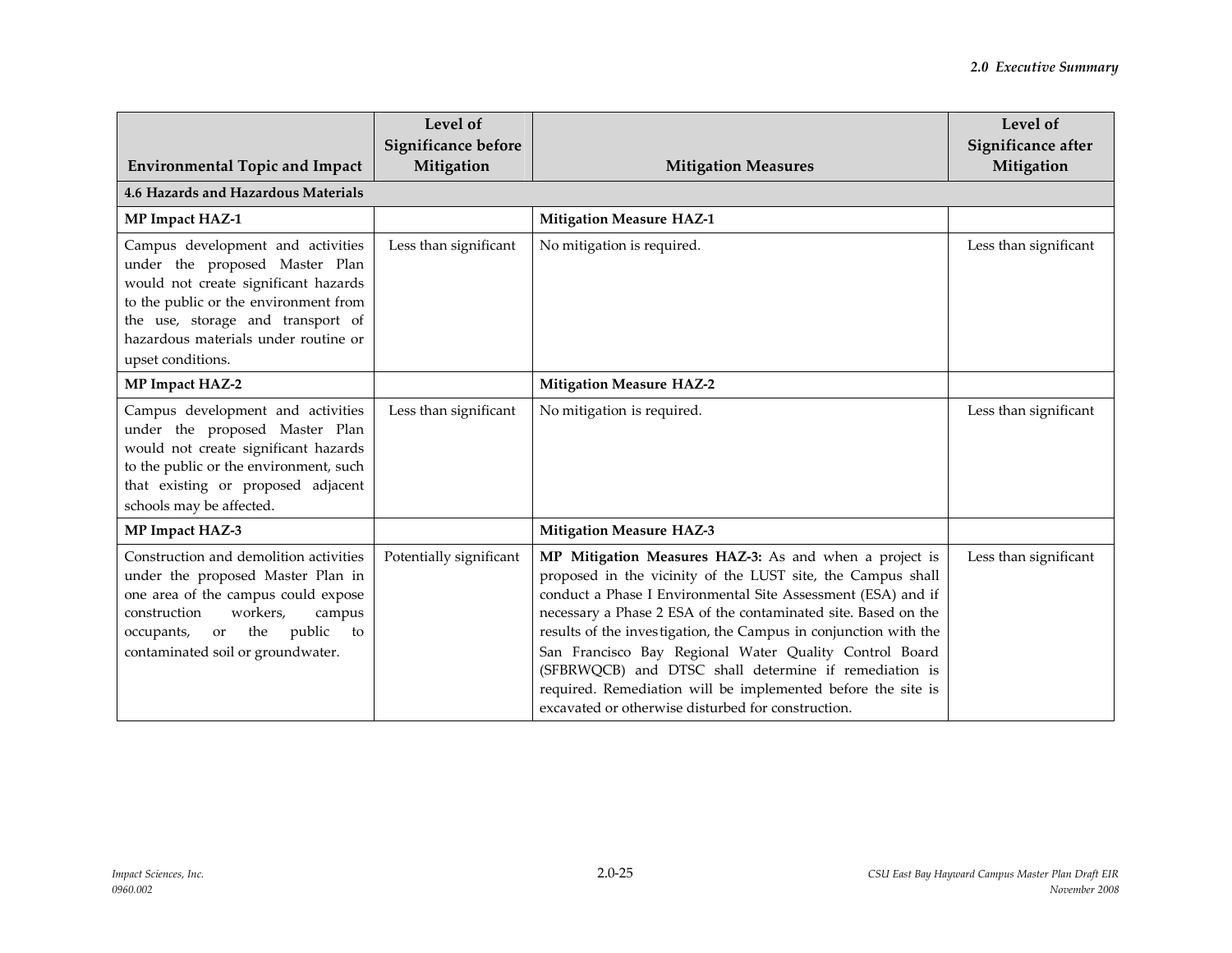| Environmental Topic and Impact | Level of Significance before Mitigation | Mitigation Measures | Level of Significance after Mitigation |
|---|---|---|---|
| **4.6 Hazards and Hazardous Materials** | | | |
| **MP Impact HAZ-1** | | **Mitigation Measure HAZ-1** | |
| Campus development and activities under the proposed Master Plan would not create significant hazards to the public or the environment from the use, storage and transport of hazardous materials under routine or upset conditions. | Less than significant | No mitigation is required. | Less than significant |
| **MP Impact HAZ-2** | | **Mitigation Measure HAZ-2** | |
| Campus development and activities under the proposed Master Plan would not create significant hazards to the public or the environment, such that existing or proposed adjacent schools may be affected. | Less than significant | No mitigation is required. | Less than significant |
| **MP Impact HAZ-3** | | **Mitigation Measure HAZ-3** | |
| Construction and demolition activities under the proposed Master Plan in one area of the campus could expose construction workers, campus occupants, or the public to contaminated soil or groundwater. | Potentially significant | **MP Mitigation Measures HAZ-3:** As and when a project is proposed in the vicinity of the LUST site, the Campus shall conduct a Phase I Environmental Site Assessment (ESA) and if necessary a Phase 2 ESA of the contaminated site. Based on the results of the investigation, the Campus in conjunction with the San Francisco Bay Regional Water Quality Control Board (SFBRWQCB) and DTSC shall determine if remediation is required. Remediation will be implemented before the site is excavated or otherwise disturbed for construction. | Less than significant |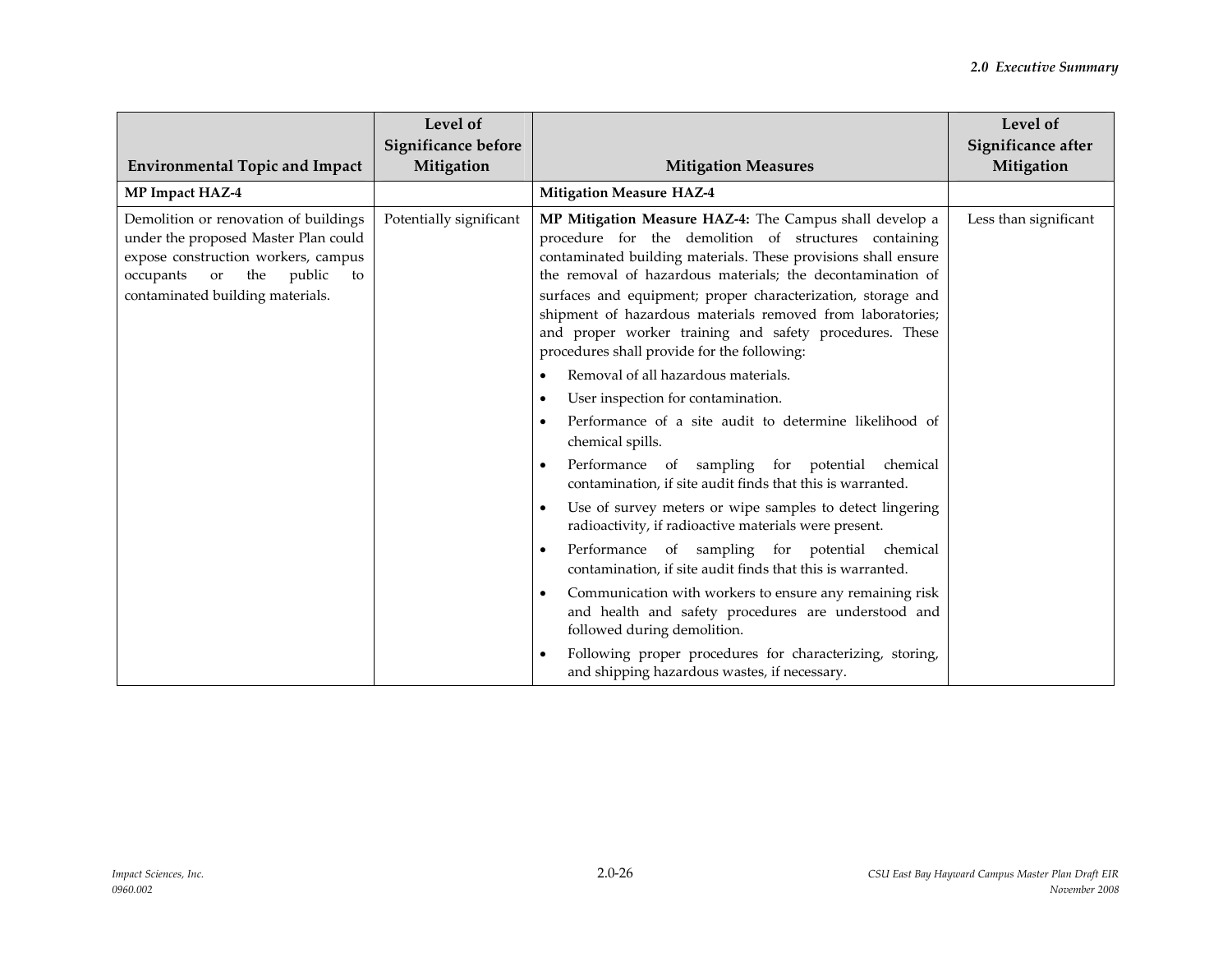| Environmental Topic and Impact | Level of Significance before Mitigation | Mitigation Measures | Level of Significance after Mitigation |
|---|---|---|---|
| **MP Impact HAZ-4** | | **Mitigation Measure HAZ-4** | |
| Demolition or renovation of buildings under the proposed Master Plan could expose construction workers, campus occupants or the public to contaminated building materials. | Potentially significant | **MP Mitigation Measure HAZ-4:** The Campus shall develop a procedure for the demolition of structures containing contaminated building materials. These provisions shall ensure the removal of hazardous materials; the decontamination of surfaces and equipment; proper characterization, storage and shipment of hazardous materials removed from laboratories; and proper worker training and safety procedures. These procedures shall provide for the following:<br>• Removal of all hazardous materials.<br>• User inspection for contamination.<br>• Performance of a site audit to determine likelihood of chemical spills.<br>• Performance of sampling for potential chemical contamination, if site audit finds that this is warranted.<br>• Use of survey meters or wipe samples to detect lingering radioactivity, if radioactive materials were present.<br>• Performance of sampling for potential chemical contamination, if site audit finds that this is warranted.<br>• Communication with workers to ensure any remaining risk and health and safety procedures are understood and followed during demolition.<br>• Following proper procedures for characterizing, storing, and shipping hazardous wastes, if necessary. | Less than significant |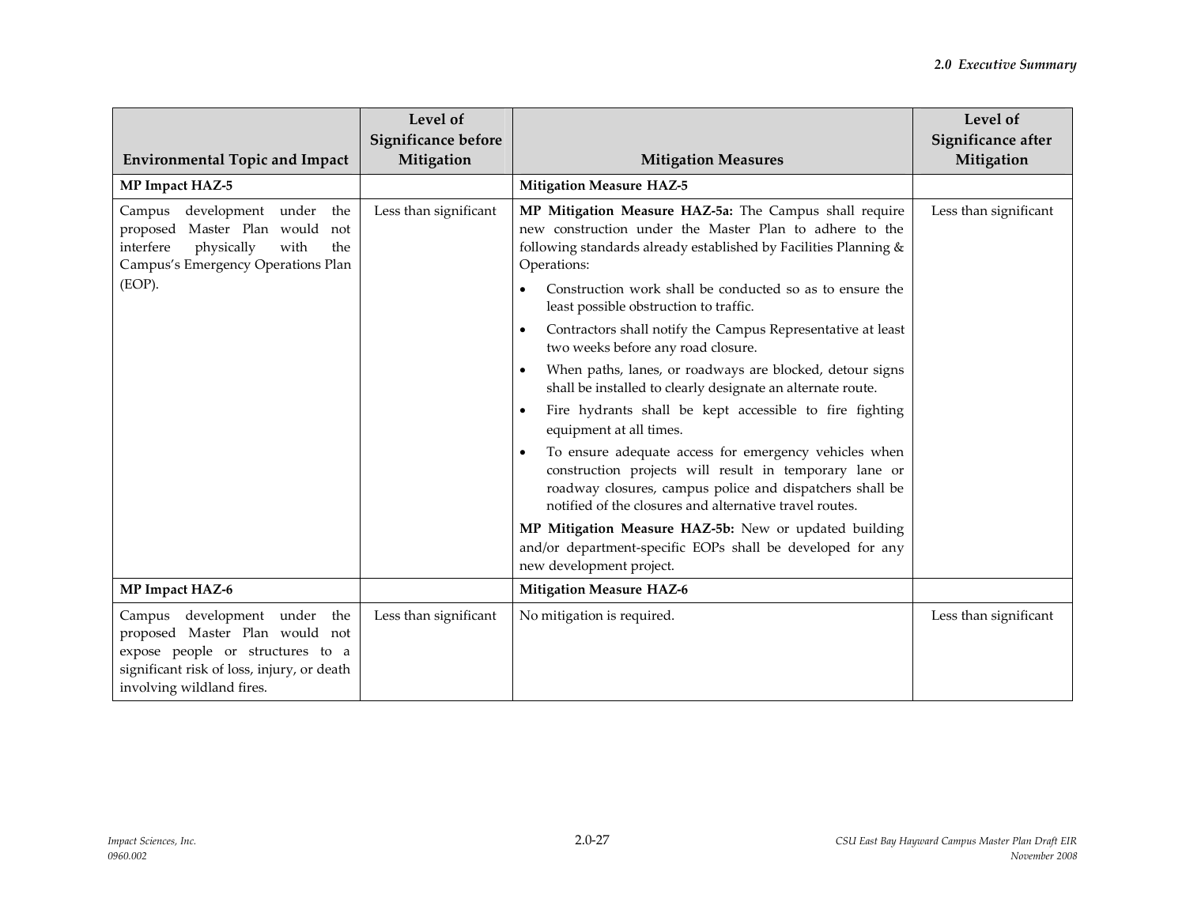| Environmental Topic and Impact | Level of Significance before Mitigation | Mitigation Measures | Level of Significance after Mitigation |
|---|---|---|---|
| **MP Impact HAZ-5** | | **Mitigation Measure HAZ-5** | |
| Campus development under the proposed Master Plan would not interfere physically with the Campus's Emergency Operations Plan (EOP). | Less than significant | **MP Mitigation Measure HAZ-5a:** The Campus shall require new construction under the Master Plan to adhere to the following standards already established by Facilities Planning & Operations: <br>• Construction work shall be conducted so as to ensure the least possible obstruction to traffic. <br>• Contractors shall notify the Campus Representative at least two weeks before any road closure. <br>• When paths, lanes, or roadways are blocked, detour signs shall be installed to clearly designate an alternate route. <br>• Fire hydrants shall be kept accessible to fire fighting equipment at all times. <br>• To ensure adequate access for emergency vehicles when construction projects will result in temporary lane or roadway closures, campus police and dispatchers shall be notified of the closures and alternative travel routes. <br>**MP Mitigation Measure HAZ-5b:** New or updated building and/or department-specific EOPs shall be developed for any new development project. | Less than significant |
| **MP Impact HAZ-6** | | **Mitigation Measure HAZ-6** | |
| Campus development under the proposed Master Plan would not expose people or structures to a significant risk of loss, injury, or death involving wildland fires. | Less than significant | No mitigation is required. | Less than significant |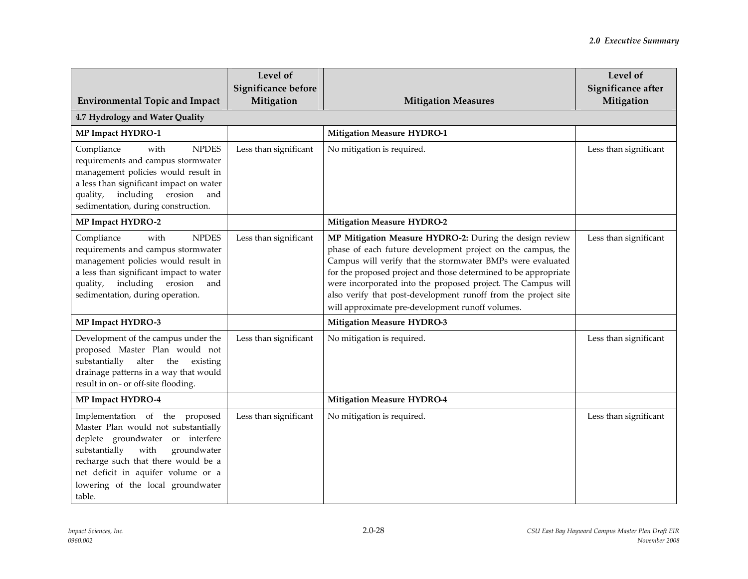| Environmental Topic and Impact | Level of Significance before Mitigation | Mitigation Measures | Level of Significance after Mitigation |
|---|---|---|---|
| **4.7 Hydrology and Water Quality** | | | |
| **MP Impact HYDRO-1** | | **Mitigation Measure HYDRO-1** | |
| Compliance with NPDES requirements and campus stormwater management policies would result in a less than significant impact on water quality, including erosion and sedimentation, during construction. | Less than significant | No mitigation is required. | Less than significant |
| **MP Impact HYDRO-2** | | **Mitigation Measure HYDRO-2** | |
| Compliance with NPDES requirements and campus stormwater management policies would result in a less than significant impact to water quality, including erosion and sedimentation, during operation. | Less than significant | **MP Mitigation Measure HYDRO-2:** During the design review phase of each future development project on the campus, the Campus will verify that the stormwater BMPs were evaluated for the proposed project and those determined to be appropriate were incorporated into the proposed project. The Campus will also verify that post-development runoff from the project site will approximate pre-development runoff volumes. | Less than significant |
| **MP Impact HYDRO-3** | | **Mitigation Measure HYDRO-3** | |
| Development of the campus under the proposed Master Plan would not substantially alter the existing drainage patterns in a way that would result in on- or off-site flooding. | Less than significant | No mitigation is required. | Less than significant |
| **MP Impact HYDRO-4** | | **Mitigation Measure HYDRO-4** | |
| Implementation of the proposed Master Plan would not substantially deplete groundwater or interfere substantially with groundwater recharge such that there would be a net deficit in aquifer volume or a lowering of the local groundwater table. | Less than significant | No mitigation is required. | Less than significant |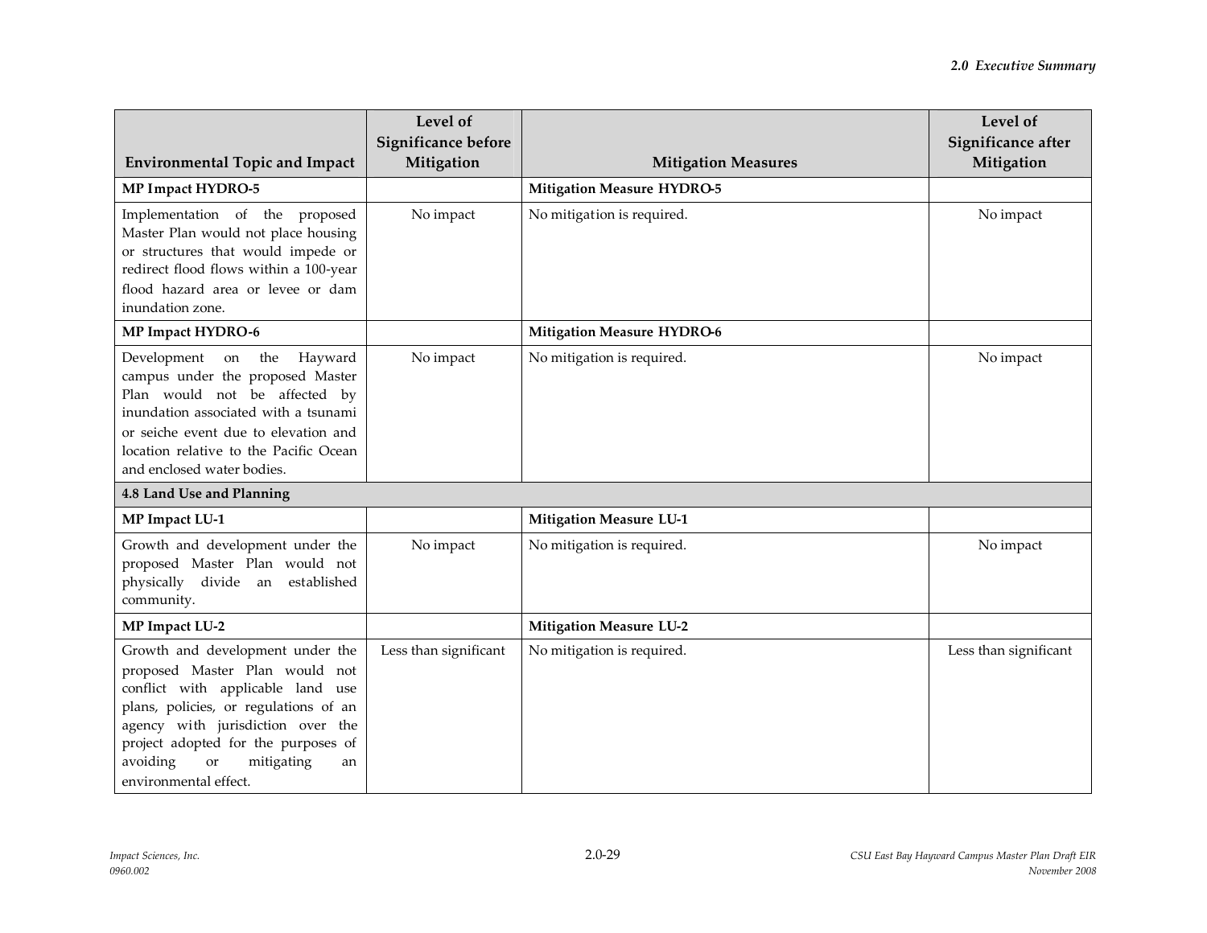| Environmental Topic and Impact | Level of Significance before Mitigation | Mitigation Measures | Level of Significance after Mitigation |
|---|---|---|---|
| **MP Impact HYDRO-5** | | **Mitigation Measure HYDRO-5** | |
| Implementation of the proposed Master Plan would not place housing or structures that would impede or redirect flood flows within a 100-year flood hazard area or levee or dam inundation zone. | No impact | No mitigation is required. | No impact |
| **MP Impact HYDRO-6** | | **Mitigation Measure HYDRO-6** | |
| Development on the Hayward campus under the proposed Master Plan would not be affected by inundation associated with a tsunami or seiche event due to elevation and location relative to the Pacific Ocean and enclosed water bodies. | No impact | No mitigation is required. | No impact |
| **4.8 Land Use and Planning** | | | |
| **MP Impact LU-1** | | **Mitigation Measure LU-1** | |
| Growth and development under the proposed Master Plan would not physically divide an established community. | No impact | No mitigation is required. | No impact |
| **MP Impact LU-2** | | **Mitigation Measure LU-2** | |
| Growth and development under the proposed Master Plan would not conflict with applicable land use plans, policies, or regulations of an agency with jurisdiction over the project adopted for the purposes of avoiding or mitigating an environmental effect. | Less than significant | No mitigation is required. | Less than significant |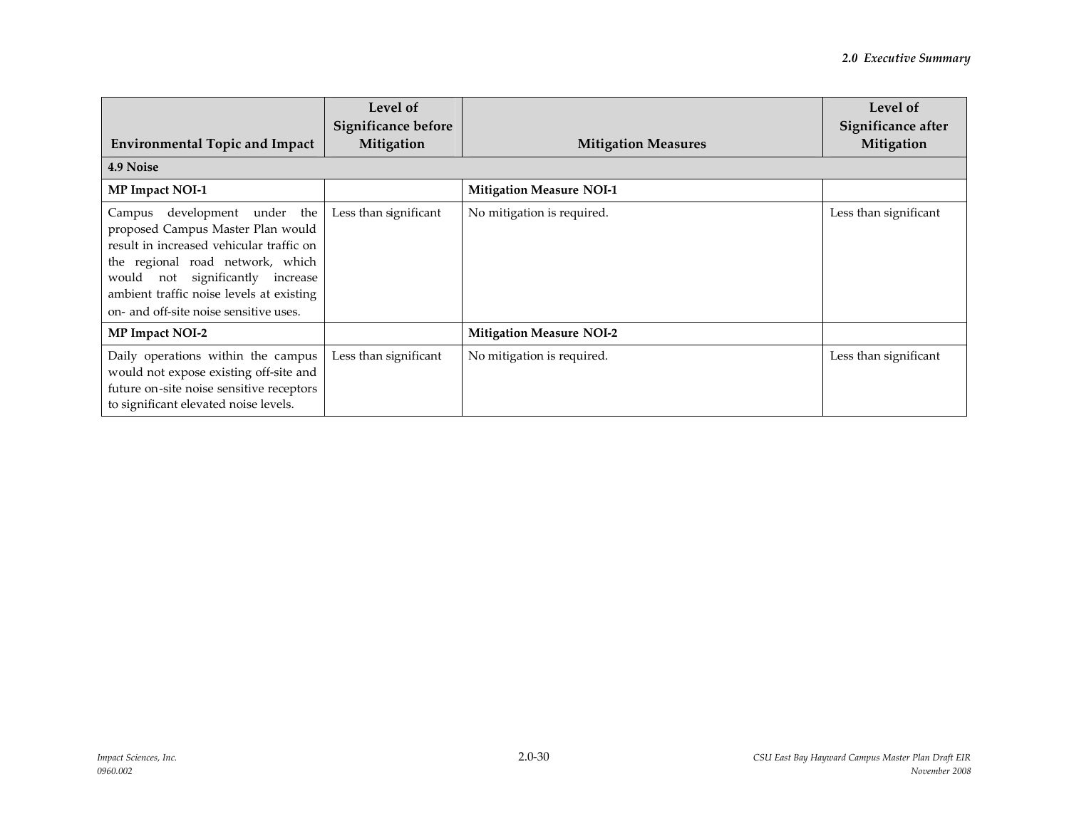| Environmental Topic and Impact | Level of Significance before Mitigation | Mitigation Measures | Level of Significance after Mitigation |
|---|---|---|---|
| **4.9 Noise** | | | |
| **MP Impact NOI-1** | | **Mitigation Measure NOI-1** | |
| Campus development under the proposed Campus Master Plan would result in increased vehicular traffic on the regional road network, which would not significantly increase ambient traffic noise levels at existing on- and off-site noise sensitive uses. | Less than significant | No mitigation is required. | Less than significant |
| **MP Impact NOI-2** | | **Mitigation Measure NOI-2** | |
| Daily operations within the campus would not expose existing off-site and future on-site noise sensitive receptors to significant elevated noise levels. | Less than significant | No mitigation is required. | Less than significant |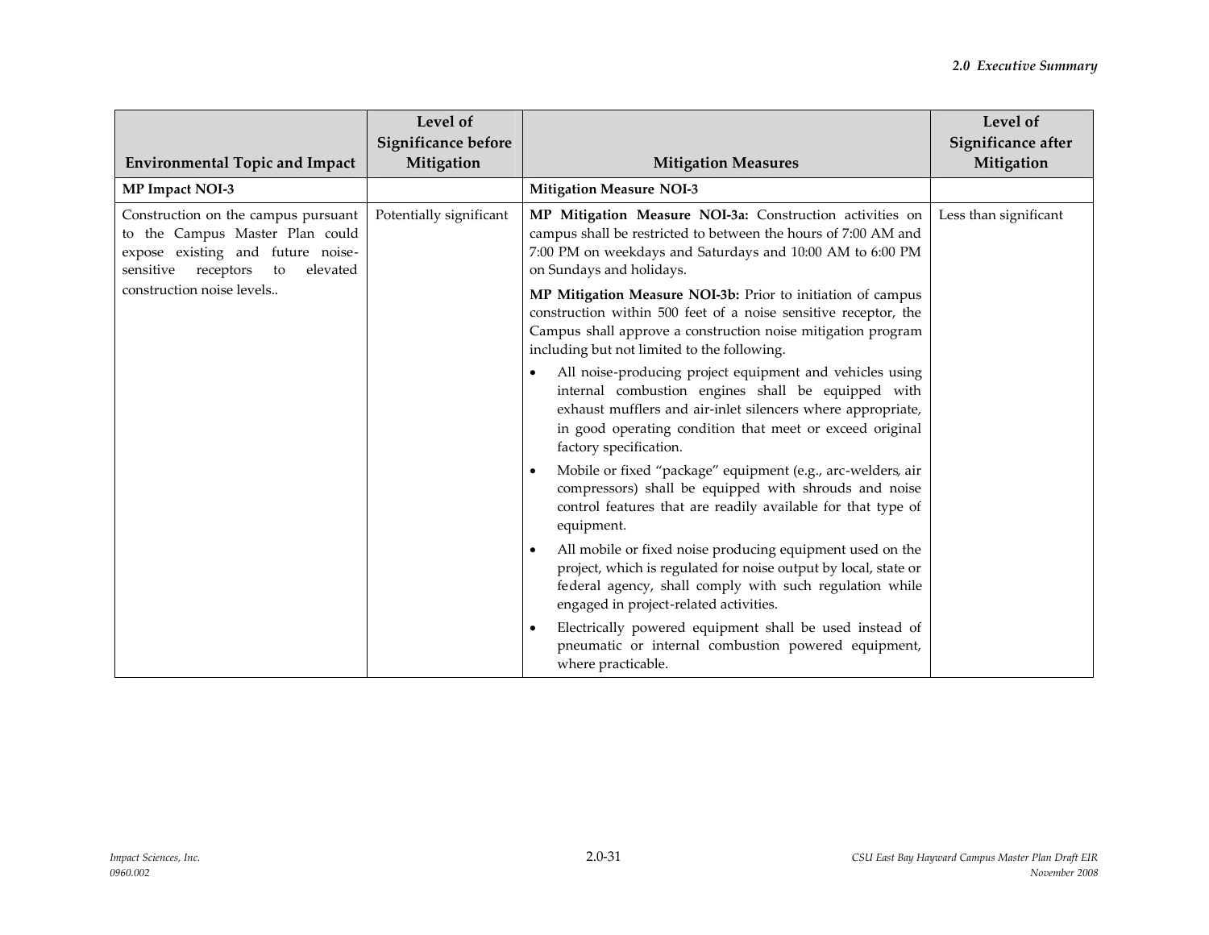| Environmental Topic and Impact | Level of Significance before Mitigation | Mitigation Measures | Level of Significance after Mitigation |
|---|---|---|---|
| **MP Impact NOI-3** | | **Mitigation Measure NOI-3** | |
| Construction on the campus pursuant to the Campus Master Plan could expose existing and future noise-sensitive receptors to elevated construction noise levels.. | Potentially significant | **MP Mitigation Measure NOI-3a:** Construction activities on campus shall be restricted to between the hours of 7:00 AM and 7:00 PM on weekdays and Saturdays and 10:00 AM to 6:00 PM on Sundays and holidays.<br><br>**MP Mitigation Measure NOI-3b:** Prior to initiation of campus construction within 500 feet of a noise sensitive receptor, the Campus shall approve a construction noise mitigation program including but not limited to the following.<br><br>• All noise-producing project equipment and vehicles using internal combustion engines shall be equipped with exhaust mufflers and air-inlet silencers where appropriate, in good operating condition that meet or exceed original factory specification.<br><br>• Mobile or fixed "package" equipment (e.g., arc-welders, air compressors) shall be equipped with shrouds and noise control features that are readily available for that type of equipment.<br><br>• All mobile or fixed noise producing equipment used on the project, which is regulated for noise output by local, state or federal agency, shall comply with such regulation while engaged in project-related activities.<br><br>• Electrically powered equipment shall be used instead of pneumatic or internal combustion powered equipment, where practicable. | Less than significant |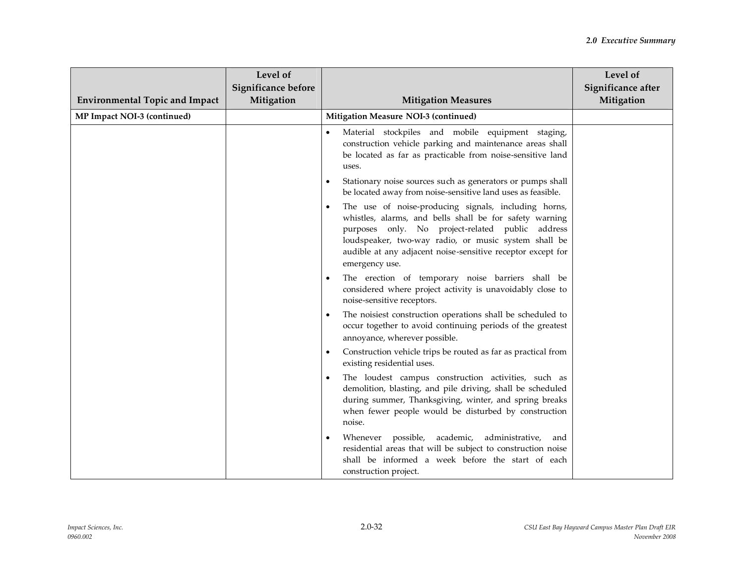| Environmental Topic and Impact | Level of Significance before Mitigation | Mitigation Measures | Level of Significance after Mitigation |
|---|---|---|---|
| **MP Impact NOI-3 (continued)** | | **Mitigation Measure NOI-3 (continued)** | |
| | | • Material stockpiles and mobile equipment staging, construction vehicle parking and maintenance areas shall be located as far as practicable from noise-sensitive land uses.<br>• Stationary noise sources such as generators or pumps shall be located away from noise-sensitive land uses as feasible.<br>• The use of noise-producing signals, including horns, whistles, alarms, and bells shall be for safety warning purposes only. No project-related public address loudspeaker, two-way radio, or music system shall be audible at any adjacent noise-sensitive receptor except for emergency use.<br>• The erection of temporary noise barriers shall be considered where project activity is unavoidably close to noise-sensitive receptors.<br>• The noisiest construction operations shall be scheduled to occur together to avoid continuing periods of the greatest annoyance, wherever possible.<br>• Construction vehicle trips be routed as far as practical from existing residential uses.<br>• The loudest campus construction activities, such as demolition, blasting, and pile driving, shall be scheduled during summer, Thanksgiving, winter, and spring breaks when fewer people would be disturbed by construction noise.<br>• Whenever possible, academic, administrative, and residential areas that will be subject to construction noise shall be informed a week before the start of each construction project. | |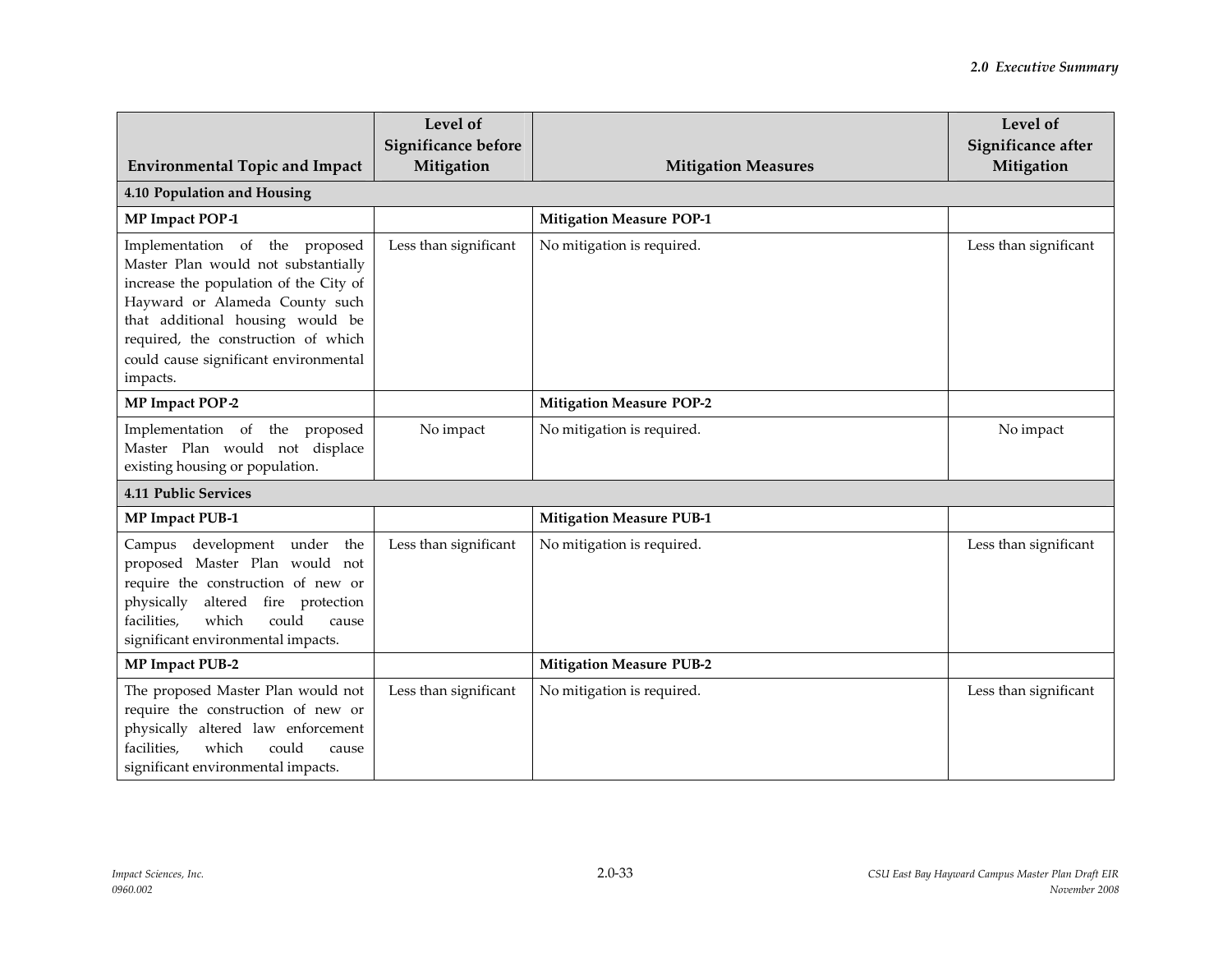| Environmental Topic and Impact | Level of Significance before Mitigation | Mitigation Measures | Level of Significance after Mitigation |
|---|---|---|---|
| **4.10 Population and Housing** | | | |
| **MP Impact POP-1** | | **Mitigation Measure POP-1** | |
| Implementation of the proposed Master Plan would not substantially increase the population of the City of Hayward or Alameda County such that additional housing would be required, the construction of which could cause significant environmental impacts. | Less than significant | No mitigation is required. | Less than significant |
| **MP Impact POP-2** | | **Mitigation Measure POP-2** | |
| Implementation of the proposed Master Plan would not displace existing housing or population. | No impact | No mitigation is required. | No impact |
| **4.11 Public Services** | | | |
| **MP Impact PUB-1** | | **Mitigation Measure PUB-1** | |
| Campus development under the proposed Master Plan would not require the construction of new or physically altered fire protection facilities, which could cause significant environmental impacts. | Less than significant | No mitigation is required. | Less than significant |
| **MP Impact PUB-2** | | **Mitigation Measure PUB-2** | |
| The proposed Master Plan would not require the construction of new or physically altered law enforcement facilities, which could cause significant environmental impacts. | Less than significant | No mitigation is required. | Less than significant |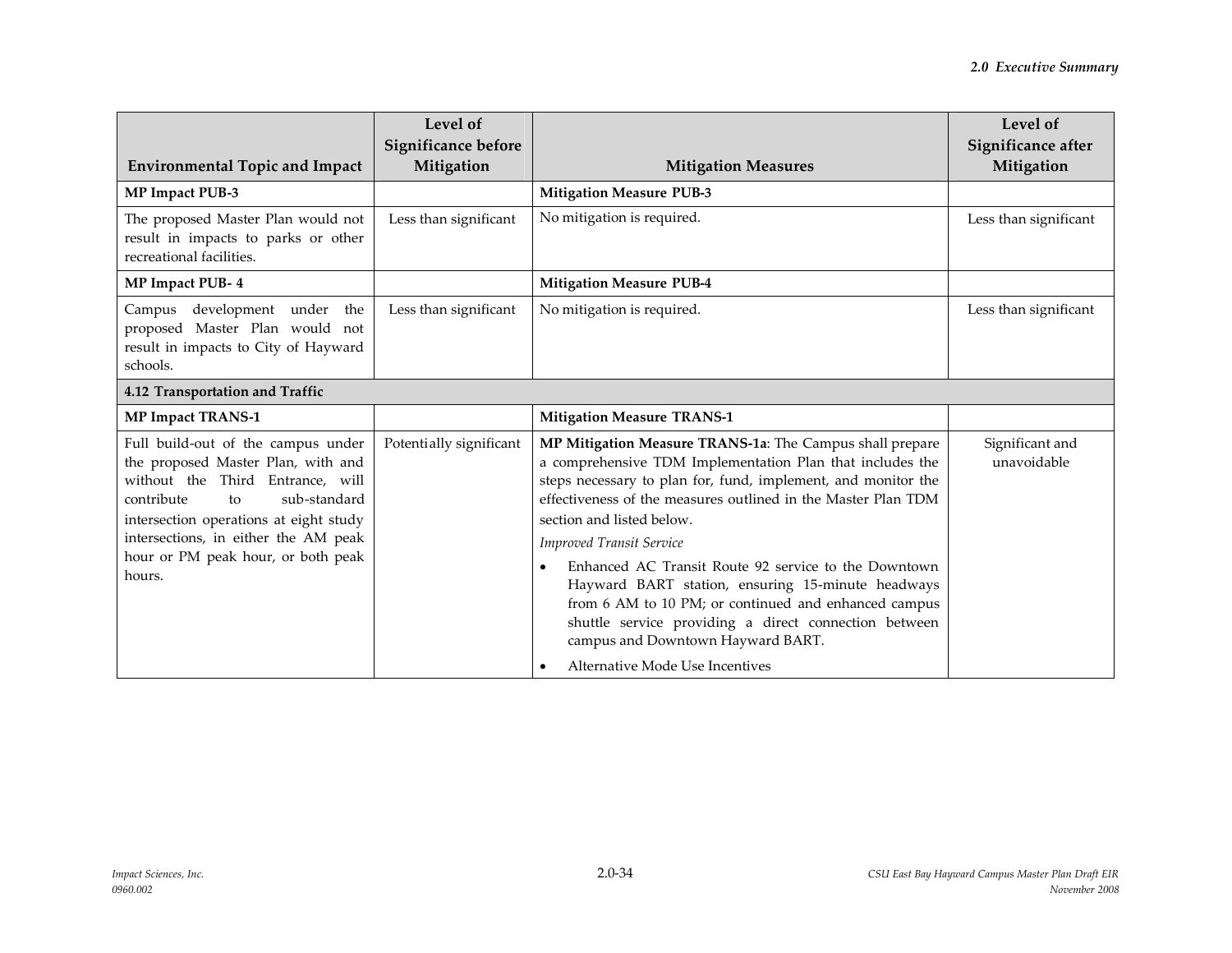| Environmental Topic and Impact | Level of Significance before Mitigation | Mitigation Measures | Level of Significance after Mitigation |
|---|---|---|---|
| **MP Impact PUB-3** | | **Mitigation Measure PUB-3** | |
| The proposed Master Plan would not result in impacts to parks or other recreational facilities. | Less than significant | No mitigation is required. | Less than significant |
| **MP Impact PUB- 4** | | **Mitigation Measure PUB-4** | |
| Campus development under the proposed Master Plan would not result in impacts to City of Hayward schools. | Less than significant | No mitigation is required. | Less than significant |
| **4.12 Transportation and Traffic** | | | |
| **MP Impact TRANS-1** | | **Mitigation Measure TRANS-1** | |
| Full build-out of the campus under the proposed Master Plan, with and without the Third Entrance, will contribute to sub-standard intersection operations at eight study intersections, in either the AM peak hour or PM peak hour, or both peak hours. | Potentially significant | **MP Mitigation Measure TRANS-1a**: The Campus shall prepare a comprehensive TDM Implementation Plan that includes the steps necessary to plan for, fund, implement, and monitor the effectiveness of the measures outlined in the Master Plan TDM section and listed below.<br><br>*Improved Transit Service*<br><br>• Enhanced AC Transit Route 92 service to the Downtown Hayward BART station, ensuring 15-minute headways from 6 AM to 10 PM; or continued and enhanced campus shuttle service providing a direct connection between campus and Downtown Hayward BART.<br><br>• Alternative Mode Use Incentives | Significant and unavoidable |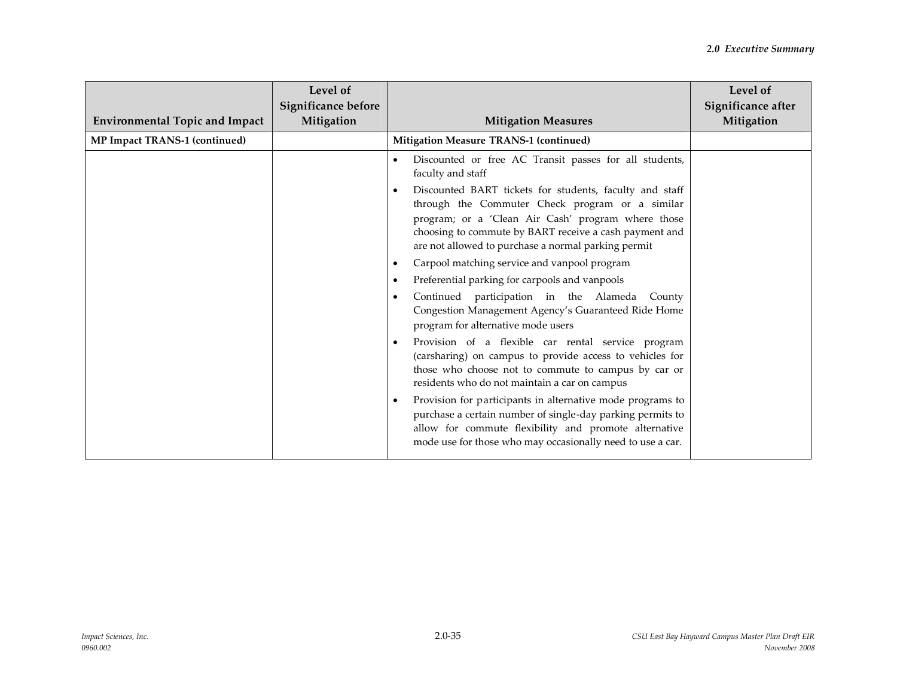| Environmental Topic and Impact | Level of Significance before Mitigation | Mitigation Measures | Level of Significance after Mitigation |
|---|---|---|---|
| **MP Impact TRANS-1 (continued)** | | **Mitigation Measure TRANS-1 (continued)** | |
| | | • Discounted or free AC Transit passes for all students, faculty and staff<br>• Discounted BART tickets for students, faculty and staff through the Commuter Check program or a similar program; or a 'Clean Air Cash' program where those choosing to commute by BART receive a cash payment and are not allowed to purchase a normal parking permit<br>• Carpool matching service and vanpool program<br>• Preferential parking for carpools and vanpools<br>• Continued participation in the Alameda County Congestion Management Agency's Guaranteed Ride Home program for alternative mode users<br>• Provision of a flexible car rental service program (carsharing) on campus to provide access to vehicles for those who choose not to commute to campus by car or residents who do not maintain a car on campus<br>• Provision for participants in alternative mode programs to purchase a certain number of single-day parking permits to allow for commute flexibility and promote alternative mode use for those who may occasionally need to use a car. | |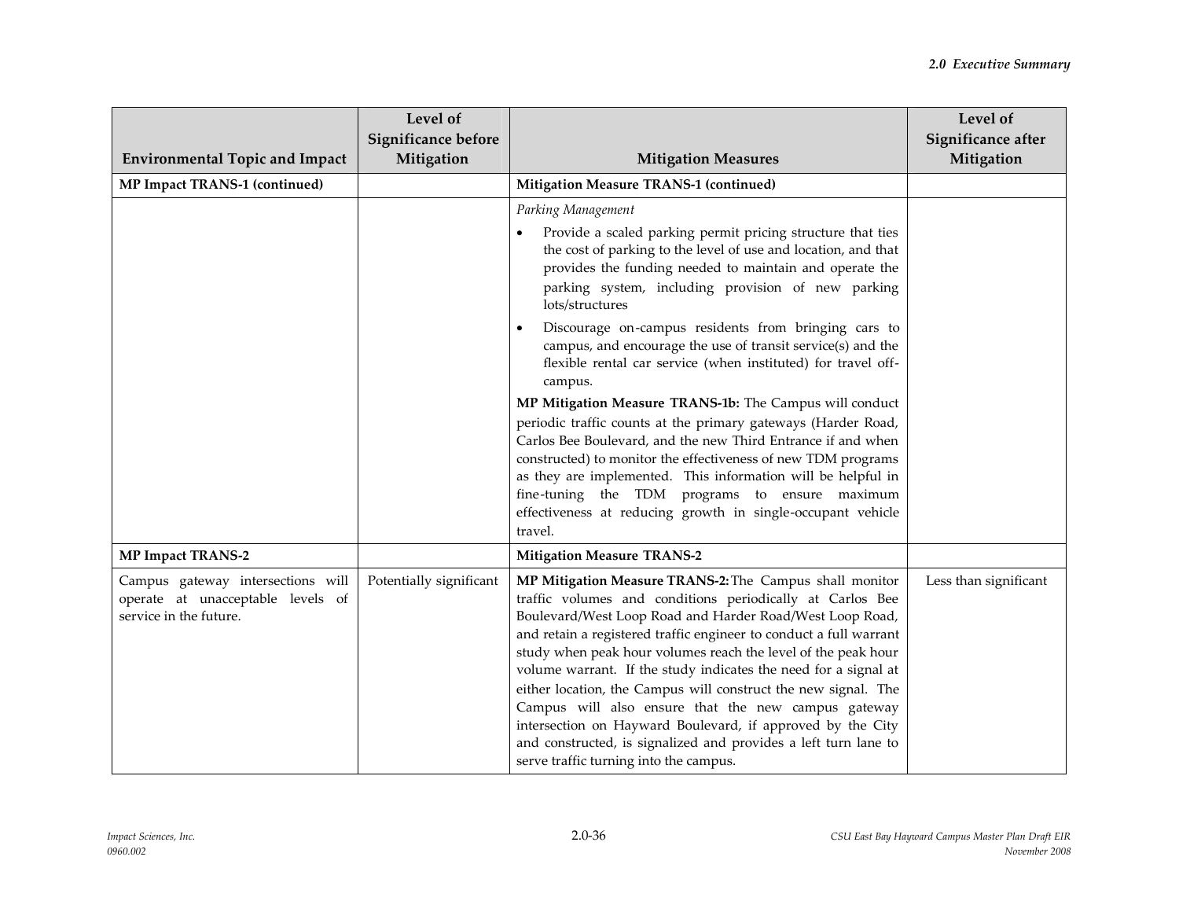| Environmental Topic and Impact | Level of Significance before Mitigation | Mitigation Measures | Level of Significance after Mitigation |
|---|---|---|---|
| **MP Impact TRANS-1 (continued)** | | **Mitigation Measure TRANS-1 (continued)** | |
| | | *Parking Management*<br>• Provide a scaled parking permit pricing structure that ties the cost of parking to the level of use and location, and that provides the funding needed to maintain and operate the parking system, including provision of new parking lots/structures<br>• Discourage on-campus residents from bringing cars to campus, and encourage the use of transit service(s) and the flexible rental car service (when instituted) for travel off-campus.<br>**MP Mitigation Measure TRANS-1b:** The Campus will conduct periodic traffic counts at the primary gateways (Harder Road, Carlos Bee Boulevard, and the new Third Entrance if and when constructed) to monitor the effectiveness of new TDM programs as they are implemented. This information will be helpful in fine-tuning the TDM programs to ensure maximum effectiveness at reducing growth in single-occupant vehicle travel. | |
| **MP Impact TRANS-2** | | **Mitigation Measure TRANS-2** | |
| Campus gateway intersections will operate at unacceptable levels of service in the future. | Potentially significant | **MP Mitigation Measure TRANS-2:** The Campus shall monitor traffic volumes and conditions periodically at Carlos Bee Boulevard/West Loop Road and Harder Road/West Loop Road, and retain a registered traffic engineer to conduct a full warrant study when peak hour volumes reach the level of the peak hour volume warrant. If the study indicates the need for a signal at either location, the Campus will construct the new signal. The Campus will also ensure that the new campus gateway intersection on Hayward Boulevard, if approved by the City and constructed, is signalized and provides a left turn lane to serve traffic turning into the campus. | Less than significant |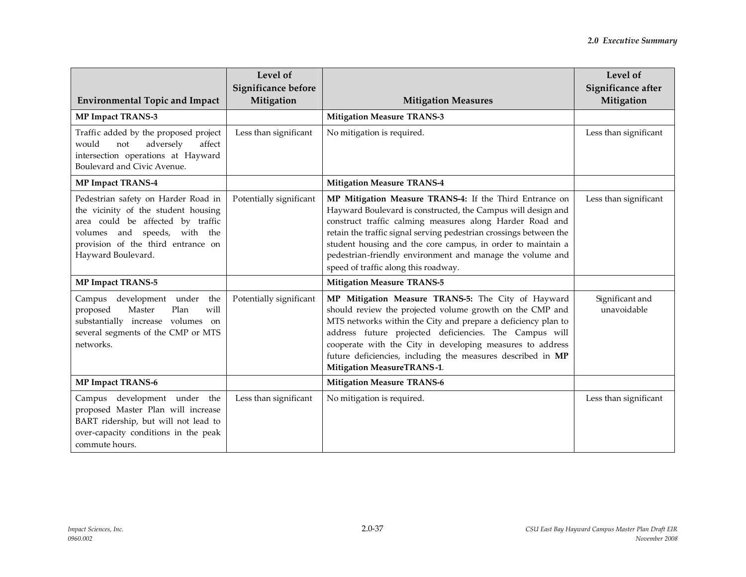| Environmental Topic and Impact | Level of Significance before Mitigation | Mitigation Measures | Level of Significance after Mitigation |
|---|---|---|---|
| **MP Impact TRANS-3** | | **Mitigation Measure TRANS-3** | |
| Traffic added by the proposed project would not adversely affect intersection operations at Hayward Boulevard and Civic Avenue. | Less than significant | No mitigation is required. | Less than significant |
| **MP Impact TRANS-4** | | **Mitigation Measure TRANS-4** | |
| Pedestrian safety on Harder Road in the vicinity of the student housing area could be affected by traffic volumes and speeds, with the provision of the third entrance on Hayward Boulevard. | Potentially significant | **MP Mitigation Measure TRANS-4:** If the Third Entrance on Hayward Boulevard is constructed, the Campus will design and construct traffic calming measures along Harder Road and retain the traffic signal serving pedestrian crossings between the student housing and the core campus, in order to maintain a pedestrian-friendly environment and manage the volume and speed of traffic along this roadway. | Less than significant |
| **MP Impact TRANS-5** | | **Mitigation Measure TRANS-5** | |
| Campus development under the proposed Master Plan will substantially increase volumes on several segments of the CMP or MTS networks. | Potentially significant | **MP Mitigation Measure TRANS-5:** The City of Hayward should review the projected volume growth on the CMP and MTS networks within the City and prepare a deficiency plan to address future projected deficiencies. The Campus will cooperate with the City in developing measures to address future deficiencies, including the measures described in **MP Mitigation MeasureTRANS-1**. | Significant and unavoidable |
| **MP Impact TRANS-6** | | **Mitigation Measure TRANS-6** | |
| Campus development under the proposed Master Plan will increase BART ridership, but will not lead to over-capacity conditions in the peak commute hours. | Less than significant | No mitigation is required. | Less than significant |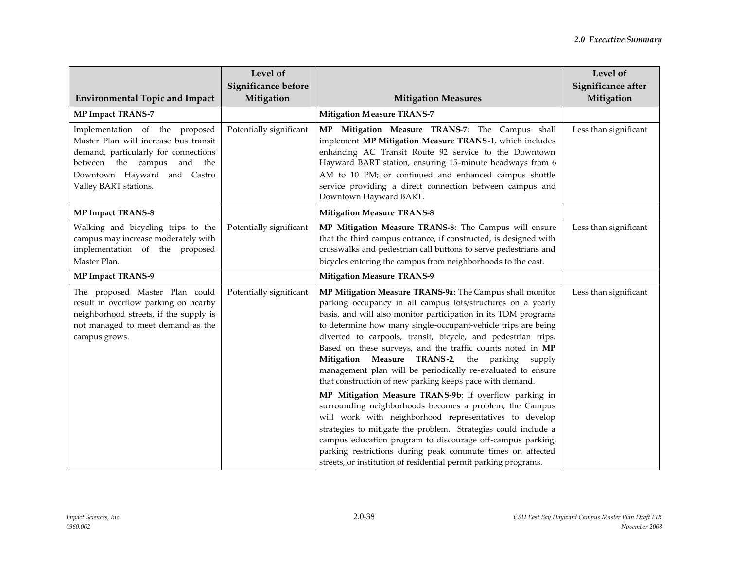| Environmental Topic and Impact | Level of Significance before Mitigation | Mitigation Measures | Level of Significance after Mitigation |
|---|---|---|---|
| **MP Impact TRANS-7** | | **Mitigation Measure TRANS-7** | |
| Implementation of the proposed Master Plan will increase bus transit demand, particularly for connections between the campus and the Downtown Hayward and Castro Valley BART stations. | Potentially significant | **MP Mitigation Measure TRANS-7**: The Campus shall implement **MP Mitigation Measure TRANS-1**, which includes enhancing AC Transit Route 92 service to the Downtown Hayward BART station, ensuring 15-minute headways from 6 AM to 10 PM; or continued and enhanced campus shuttle service providing a direct connection between campus and Downtown Hayward BART. | Less than significant |
| **MP Impact TRANS-8** | | **Mitigation Measure TRANS-8** | |
| Walking and bicycling trips to the campus may increase moderately with implementation of the proposed Master Plan. | Potentially significant | **MP Mitigation Measure TRANS-8**: The Campus will ensure that the third campus entrance, if constructed, is designed with crosswalks and pedestrian call buttons to serve pedestrians and bicycles entering the campus from neighborhoods to the east. | Less than significant |
| **MP Impact TRANS-9** | | **Mitigation Measure TRANS-9** | |
| The proposed Master Plan could result in overflow parking on nearby neighborhood streets, if the supply is not managed to meet demand as the campus grows. | Potentially significant | **MP Mitigation Measure TRANS-9a**: The Campus shall monitor parking occupancy in all campus lots/structures on a yearly basis, and will also monitor participation in its TDM programs to determine how many single-occupant-vehicle trips are being diverted to carpools, transit, bicycle, and pedestrian trips. Based on these surveys, and the traffic counts noted in **MP Mitigation Measure TRANS-2**, the parking supply management plan will be periodically re-evaluated to ensure that construction of new parking keeps pace with demand.<br><br>**MP Mitigation Measure TRANS-9b**: If overflow parking in surrounding neighborhoods becomes a problem, the Campus will work with neighborhood representatives to develop strategies to mitigate the problem. Strategies could include a campus education program to discourage off-campus parking, parking restrictions during peak commute times on affected streets, or institution of residential permit parking programs. | Less than significant |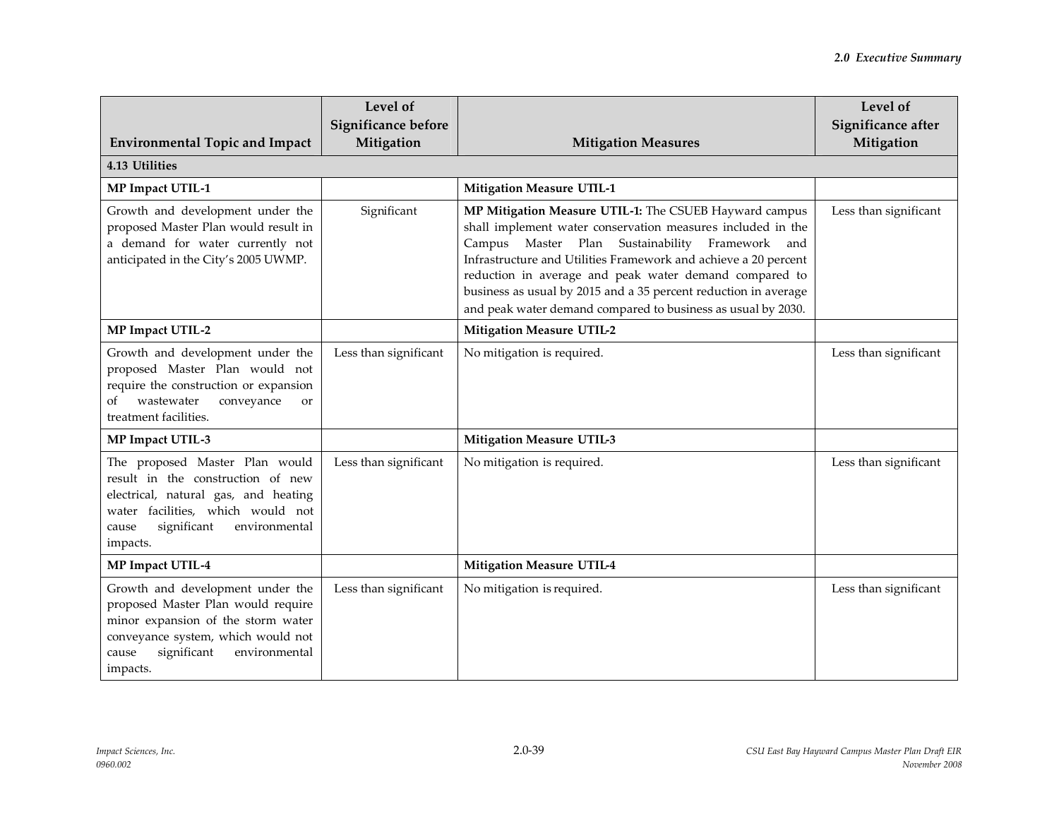| Environmental Topic and Impact | Level of Significance before Mitigation | Mitigation Measures | Level of Significance after Mitigation |
|---|---|---|---|
| **4.13 Utilities** | | | |
| **MP Impact UTIL-1** | | **Mitigation Measure UTIL-1** | |
| Growth and development under the proposed Master Plan would result in a demand for water currently not anticipated in the City's 2005 UWMP. | Significant | **MP Mitigation Measure UTIL-1:** The CSUEB Hayward campus shall implement water conservation measures included in the Campus Master Plan Sustainability Framework and Infrastructure and Utilities Framework and achieve a 20 percent reduction in average and peak water demand compared to business as usual by 2015 and a 35 percent reduction in average and peak water demand compared to business as usual by 2030. | Less than significant |
| **MP Impact UTIL-2** | | **Mitigation Measure UTIL-2** | |
| Growth and development under the proposed Master Plan would not require the construction or expansion of wastewater conveyance or treatment facilities. | Less than significant | No mitigation is required. | Less than significant |
| **MP Impact UTIL-3** | | **Mitigation Measure UTIL-3** | |
| The proposed Master Plan would result in the construction of new electrical, natural gas, and heating water facilities, which would not cause significant environmental impacts. | Less than significant | No mitigation is required. | Less than significant |
| **MP Impact UTIL-4** | | **Mitigation Measure UTIL-4** | |
| Growth and development under the proposed Master Plan would require minor expansion of the storm water conveyance system, which would not cause significant environmental impacts. | Less than significant | No mitigation is required. | Less than significant |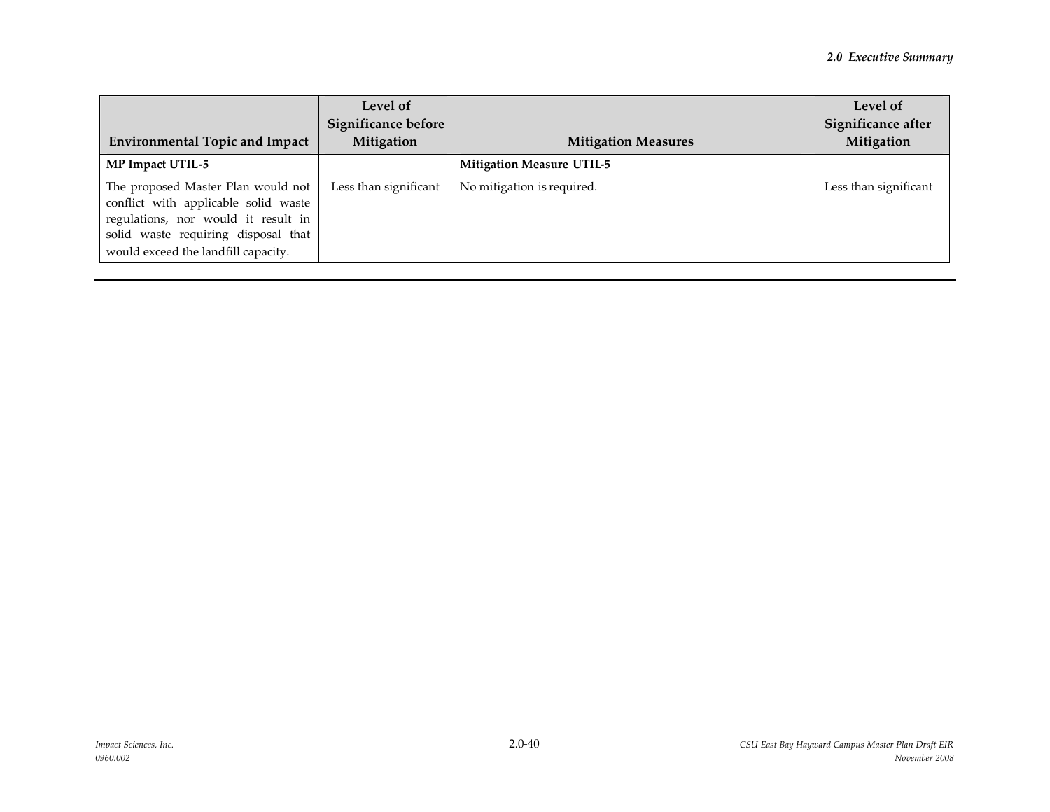| Environmental Topic and Impact | Level of Significance before Mitigation | Mitigation Measures | Level of Significance after Mitigation |
|---|---|---|---|
| **MP Impact UTIL-5** | | **Mitigation Measure UTIL-5** | |
| The proposed Master Plan would not conflict with applicable solid waste regulations, nor would it result in solid waste requiring disposal that would exceed the landfill capacity. | Less than significant | No mitigation is required. | Less than significant |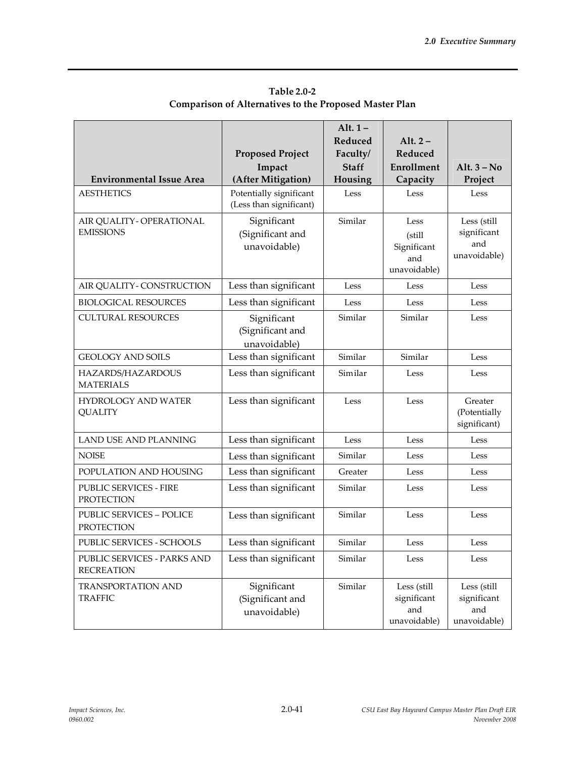**Table 2.0-2**
**Comparison of Alternatives to the Proposed Master Plan**

| Environmental Issue Area | Proposed Project Impact (After Mitigation) | Alt. 1 – Reduced Faculty/ Staff Housing | Alt. 2 – Reduced Enrollment Capacity | Alt. 3 – No Project |
|---|---|---|---|---|
| AESTHETICS | Potentially significant (Less than significant) | Less | Less | Less |
| AIR QUALITY- OPERATIONAL EMISSIONS | Significant (Significant and unavoidable) | Similar | Less (still Significant and unavoidable) | Less (still significant and unavoidable) |
| AIR QUALITY- CONSTRUCTION | Less than significant | Less | Less | Less |
| BIOLOGICAL RESOURCES | Less than significant | Less | Less | Less |
| CULTURAL RESOURCES | Significant (Significant and unavoidable) | Similar | Similar | Less |
| GEOLOGY AND SOILS | Less than significant | Similar | Similar | Less |
| HAZARDS/HAZARDOUS MATERIALS | Less than significant | Similar | Less | Less |
| HYDROLOGY AND WATER QUALITY | Less than significant | Less | Less | Greater (Potentially significant) |
| LAND USE AND PLANNING | Less than significant | Less | Less | Less |
| NOISE | Less than significant | Similar | Less | Less |
| POPULATION AND HOUSING | Less than significant | Greater | Less | Less |
| PUBLIC SERVICES - FIRE PROTECTION | Less than significant | Similar | Less | Less |
| PUBLIC SERVICES – POLICE PROTECTION | Less than significant | Similar | Less | Less |
| PUBLIC SERVICES - SCHOOLS | Less than significant | Similar | Less | Less |
| PUBLIC SERVICES - PARKS AND RECREATION | Less than significant | Similar | Less | Less |
| TRANSPORTATION AND TRAFFIC | Significant (Significant and unavoidable) | Similar | Less (still significant and unavoidable) | Less (still significant and unavoidable) |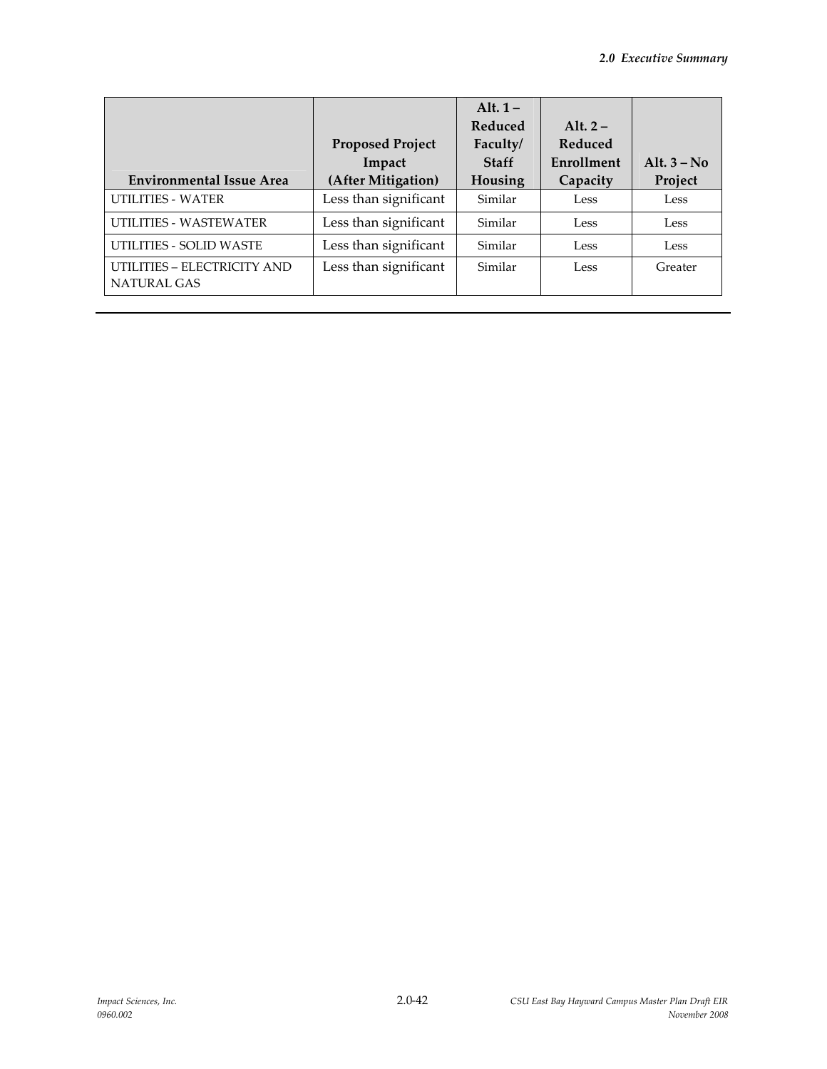| Environmental Issue Area | Proposed Project Impact (After Mitigation) | Alt. 1 – Reduced Faculty/ Staff Housing | Alt. 2 – Reduced Enrollment Capacity | Alt. 3 – No Project |
|---|---|---|---|---|
| UTILITIES - WATER | Less than significant | Similar | Less | Less |
| UTILITIES - WASTEWATER | Less than significant | Similar | Less | Less |
| UTILITIES - SOLID WASTE | Less than significant | Similar | Less | Less |
| UTILITIES – ELECTRICITY AND NATURAL GAS | Less than significant | Similar | Less | Greater |